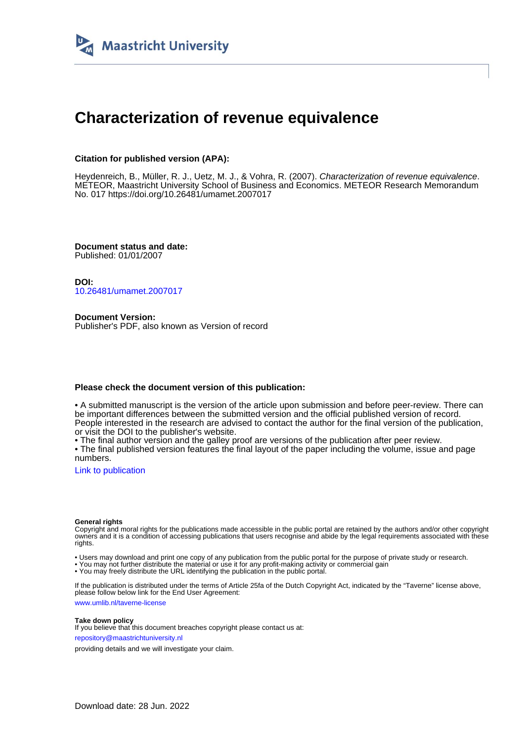Maastricht University

# Characterization of revenue equivalence

**Citation for published version (APA):**

Heydenreich, B., Müller, R. J., Uetz, M. J., & Vohra, R. (2007). *Characterization of revenue equivalence*. METEOR, Maastricht University School of Business and Economics. METEOR Research Memorandum No. 017 https://doi.org/10.26481/umamet.2007017

**Document status and date:**
Published: 01/01/2007

**DOI:**
10.26481/umamet.2007017

**Document Version:**
Publisher's PDF, also known as Version of record

**Please check the document version of this publication:**

• A submitted manuscript is the version of the article upon submission and before peer-review. There can be important differences between the submitted version and the official published version of record. People interested in the research are advised to contact the author for the final version of the publication, or visit the DOI to the publisher's website.
• The final author version and the galley proof are versions of the publication after peer review.
• The final published version features the final layout of the paper including the volume, issue and page numbers.

Link to publication

**General rights**
Copyright and moral rights for the publications made accessible in the public portal are retained by the authors and/or other copyright owners and it is a condition of accessing publications that users recognise and abide by the legal requirements associated with these rights.

• Users may download and print one copy of any publication from the public portal for the purpose of private study or research.
• You may not further distribute the material or use it for any profit-making activity or commercial gain
• You may freely distribute the URL identifying the publication in the public portal.

If the publication is distributed under the terms of Article 25fa of the Dutch Copyright Act, indicated by the "Taverne" license above, please follow below link for the End User Agreement:

www.umlib.nl/taverne-license

**Take down policy**
If you believe that this document breaches copyright please contact us at:

repository@maastrichtuniversity.nl

providing details and we will investigate your claim.

Download date: 28 Jun. 2022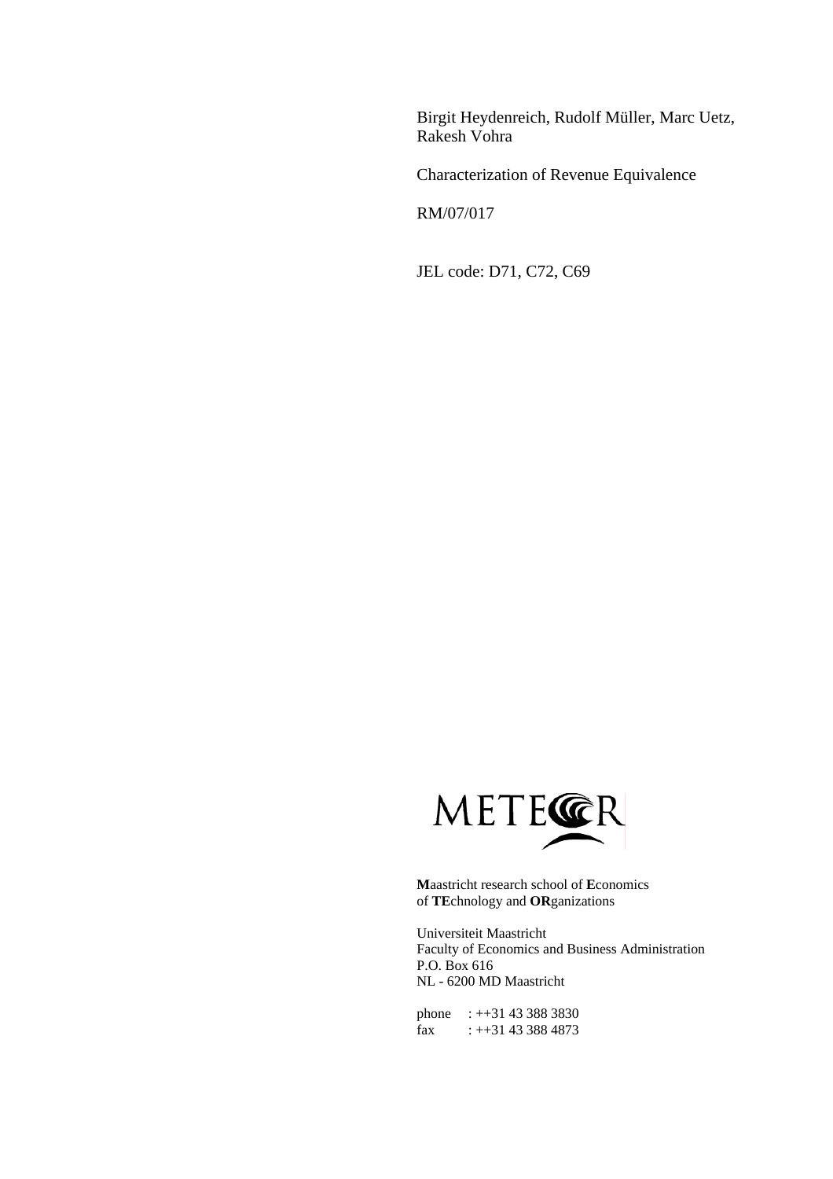Birgit Heydenreich, Rudolf Müller, Marc Uetz, Rakesh Vohra

Characterization of Revenue Equivalence

RM/07/017

JEL code: D71, C72, C69

METEOR

**M**aastricht research school of **E**conomics of **TE**chnology and **OR**ganizations

Universiteit Maastricht
Faculty of Economics and Business Administration
P.O. Box 616
NL - 6200 MD Maastricht

phone : ++31 43 388 3830
fax : ++31 43 388 4873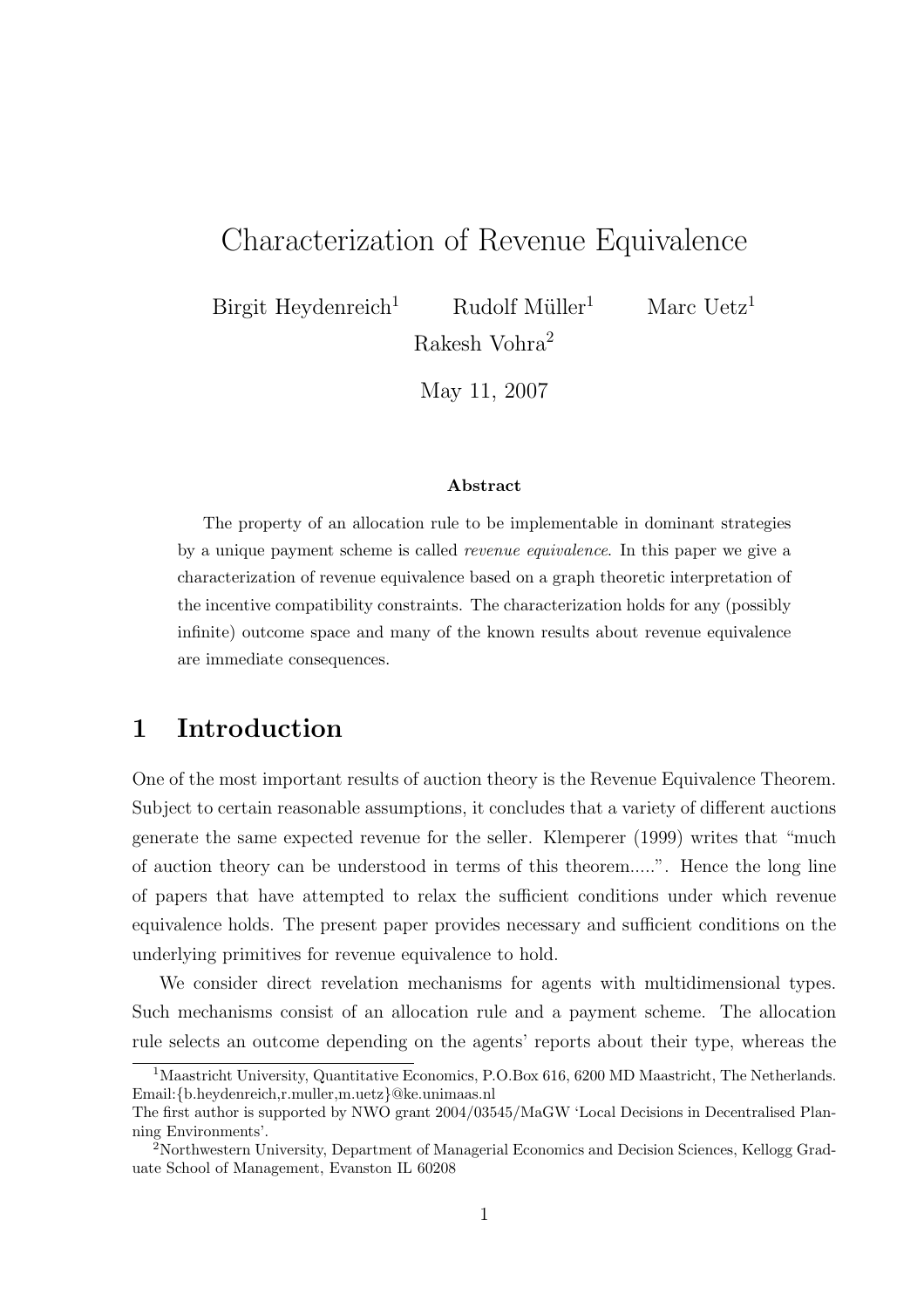# Characterization of Revenue Equivalence

Birgit Heydenreich[1] Rudolf Müller[1] Marc Uetz[1]
Rakesh Vohra[2]

May 11, 2007

**Abstract**

The property of an allocation rule to be implementable in dominant strategies by a unique payment scheme is called *revenue equivalence*. In this paper we give a characterization of revenue equivalence based on a graph theoretic interpretation of the incentive compatibility constraints. The characterization holds for any (possibly infinite) outcome space and many of the known results about revenue equivalence are immediate consequences.

## 1 Introduction

One of the most important results of auction theory is the Revenue Equivalence Theorem. Subject to certain reasonable assumptions, it concludes that a variety of different auctions generate the same expected revenue for the seller. Klemperer (1999) writes that "much of auction theory can be understood in terms of this theorem.....". Hence the long line of papers that have attempted to relax the sufficient conditions under which revenue equivalence holds. The present paper provides necessary and sufficient conditions on the underlying primitives for revenue equivalence to hold.

We consider direct revelation mechanisms for agents with multidimensional types. Such mechanisms consist of an allocation rule and a payment scheme. The allocation rule selects an outcome depending on the agents' reports about their type, whereas the

---

[1]Maastricht University, Quantitative Economics, P.O.Box 616, 6200 MD Maastricht, The Netherlands. Email:{b.heydenreich,r.muller,m.uetz}@ke.unimaas.nl
The first author is supported by NWO grant 2004/03545/MaGW 'Local Decisions in Decentralised Planning Environments'.

[2]Northwestern University, Department of Managerial Economics and Decision Sciences, Kellogg Graduate School of Management, Evanston IL 60208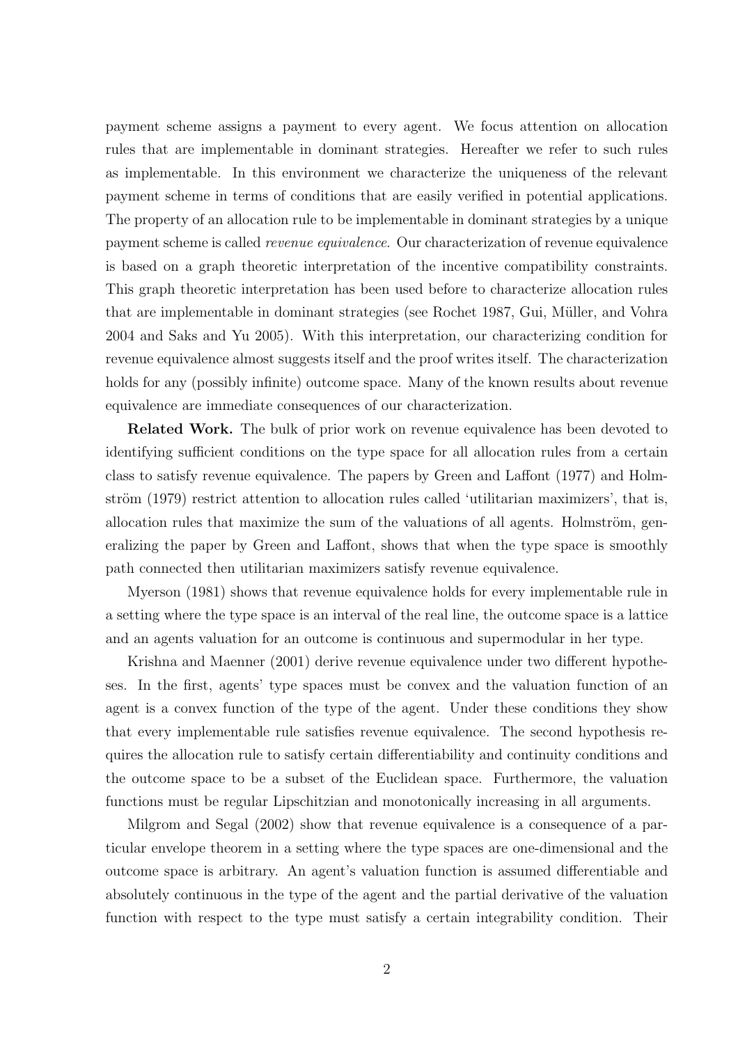payment scheme assigns a payment to every agent. We focus attention on allocation rules that are implementable in dominant strategies. Hereafter we refer to such rules as implementable. In this environment we characterize the uniqueness of the relevant payment scheme in terms of conditions that are easily verified in potential applications. The property of an allocation rule to be implementable in dominant strategies by a unique payment scheme is called *revenue equivalence*. Our characterization of revenue equivalence is based on a graph theoretic interpretation of the incentive compatibility constraints. This graph theoretic interpretation has been used before to characterize allocation rules that are implementable in dominant strategies (see Rochet 1987, Gui, Müller, and Vohra 2004 and Saks and Yu 2005). With this interpretation, our characterizing condition for revenue equivalence almost suggests itself and the proof writes itself. The characterization holds for any (possibly infinite) outcome space. Many of the known results about revenue equivalence are immediate consequences of our characterization.

**Related Work.** The bulk of prior work on revenue equivalence has been devoted to identifying sufficient conditions on the type space for all allocation rules from a certain class to satisfy revenue equivalence. The papers by Green and Laffont (1977) and Holmström (1979) restrict attention to allocation rules called 'utilitarian maximizers', that is, allocation rules that maximize the sum of the valuations of all agents. Holmström, generalizing the paper by Green and Laffont, shows that when the type space is smoothly path connected then utilitarian maximizers satisfy revenue equivalence.

Myerson (1981) shows that revenue equivalence holds for every implementable rule in a setting where the type space is an interval of the real line, the outcome space is a lattice and an agents valuation for an outcome is continuous and supermodular in her type.

Krishna and Maenner (2001) derive revenue equivalence under two different hypotheses. In the first, agents' type spaces must be convex and the valuation function of an agent is a convex function of the type of the agent. Under these conditions they show that every implementable rule satisfies revenue equivalence. The second hypothesis requires the allocation rule to satisfy certain differentiability and continuity conditions and the outcome space to be a subset of the Euclidean space. Furthermore, the valuation functions must be regular Lipschitzian and monotonically increasing in all arguments.

Milgrom and Segal (2002) show that revenue equivalence is a consequence of a particular envelope theorem in a setting where the type spaces are one-dimensional and the outcome space is arbitrary. An agent's valuation function is assumed differentiable and absolutely continuous in the type of the agent and the partial derivative of the valuation function with respect to the type must satisfy a certain integrability condition. Their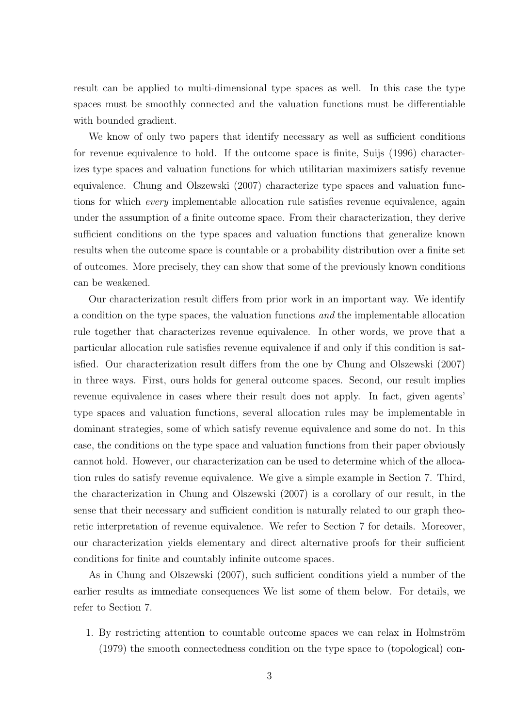result can be applied to multi-dimensional type spaces as well. In this case the type spaces must be smoothly connected and the valuation functions must be differentiable with bounded gradient.

We know of only two papers that identify necessary as well as sufficient conditions for revenue equivalence to hold. If the outcome space is finite, Suijs (1996) characterizes type spaces and valuation functions for which utilitarian maximizers satisfy revenue equivalence. Chung and Olszewski (2007) characterize type spaces and valuation functions for which *every* implementable allocation rule satisfies revenue equivalence, again under the assumption of a finite outcome space. From their characterization, they derive sufficient conditions on the type spaces and valuation functions that generalize known results when the outcome space is countable or a probability distribution over a finite set of outcomes. More precisely, they can show that some of the previously known conditions can be weakened.

Our characterization result differs from prior work in an important way. We identify a condition on the type spaces, the valuation functions *and* the implementable allocation rule together that characterizes revenue equivalence. In other words, we prove that a particular allocation rule satisfies revenue equivalence if and only if this condition is satisfied. Our characterization result differs from the one by Chung and Olszewski (2007) in three ways. First, ours holds for general outcome spaces. Second, our result implies revenue equivalence in cases where their result does not apply. In fact, given agents' type spaces and valuation functions, several allocation rules may be implementable in dominant strategies, some of which satisfy revenue equivalence and some do not. In this case, the conditions on the type space and valuation functions from their paper obviously cannot hold. However, our characterization can be used to determine which of the allocation rules do satisfy revenue equivalence. We give a simple example in Section 7. Third, the characterization in Chung and Olszewski (2007) is a corollary of our result, in the sense that their necessary and sufficient condition is naturally related to our graph theoretic interpretation of revenue equivalence. We refer to Section 7 for details. Moreover, our characterization yields elementary and direct alternative proofs for their sufficient conditions for finite and countably infinite outcome spaces.

As in Chung and Olszewski (2007), such sufficient conditions yield a number of the earlier results as immediate consequences We list some of them below. For details, we refer to Section 7.

1. By restricting attention to countable outcome spaces we can relax in Holmström (1979) the smooth connectedness condition on the type space to (topological) con-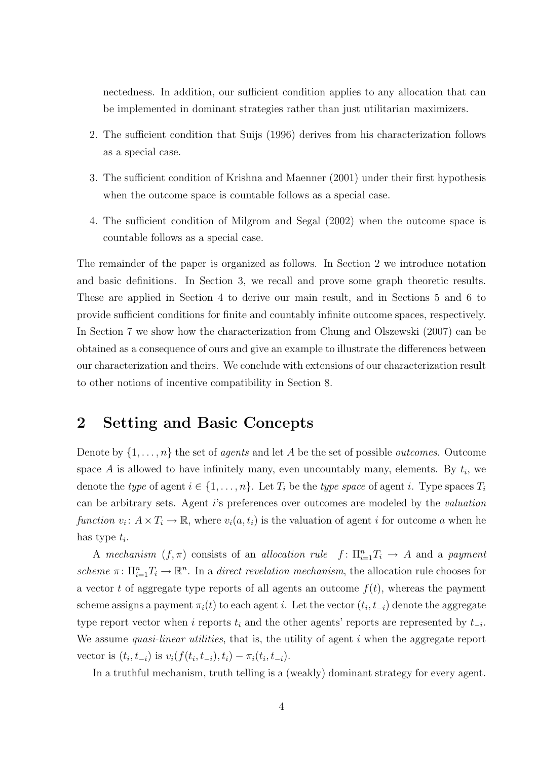nectedness. In addition, our sufficient condition applies to any allocation that can be implemented in dominant strategies rather than just utilitarian maximizers.

2. The sufficient condition that Suijs (1996) derives from his characterization follows as a special case.

3. The sufficient condition of Krishna and Maenner (2001) under their first hypothesis when the outcome space is countable follows as a special case.

4. The sufficient condition of Milgrom and Segal (2002) when the outcome space is countable follows as a special case.

The remainder of the paper is organized as follows. In Section 2 we introduce notation and basic definitions. In Section 3, we recall and prove some graph theoretic results. These are applied in Section 4 to derive our main result, and in Sections 5 and 6 to provide sufficient conditions for finite and countably infinite outcome spaces, respectively. In Section 7 we show how the characterization from Chung and Olszewski (2007) can be obtained as a consequence of ours and give an example to illustrate the differences between our characterization and theirs. We conclude with extensions of our characterization result to other notions of incentive compatibility in Section 8.

## 2 Setting and Basic Concepts

Denote by $\{1, \ldots, n\}$ the set of *agents* and let $A$ be the set of possible *outcomes*. Outcome space $A$ is allowed to have infinitely many, even uncountably many, elements. By $t_i$, we denote the *type* of agent $i \in \{1, \ldots, n\}$. Let $T_i$ be the *type space* of agent $i$. Type spaces $T_i$ can be arbitrary sets. Agent $i$'s preferences over outcomes are modeled by the *valuation function* $v_i \colon A \times T_i \to \mathbb{R}$, where $v_i(a, t_i)$ is the valuation of agent $i$ for outcome $a$ when he has type $t_i$.

A *mechanism* $(f, \pi)$ consists of an *allocation rule* $f \colon \Pi_{i=1}^n T_i \to A$ and a *payment scheme* $\pi \colon \Pi_{i=1}^n T_i \to \mathbb{R}^n$. In a *direct revelation mechanism*, the allocation rule chooses for a vector $t$ of aggregate type reports of all agents an outcome $f(t)$, whereas the payment scheme assigns a payment $\pi_i(t)$ to each agent $i$. Let the vector $(t_i, t_{-i})$ denote the aggregate type report vector when $i$ reports $t_i$ and the other agents' reports are represented by $t_{-i}$. We assume *quasi-linear utilities*, that is, the utility of agent $i$ when the aggregate report vector is $(t_i, t_{-i})$ is $v_i(f(t_i, t_{-i}), t_i) - \pi_i(t_i, t_{-i})$.

In a truthful mechanism, truth telling is a (weakly) dominant strategy for every agent.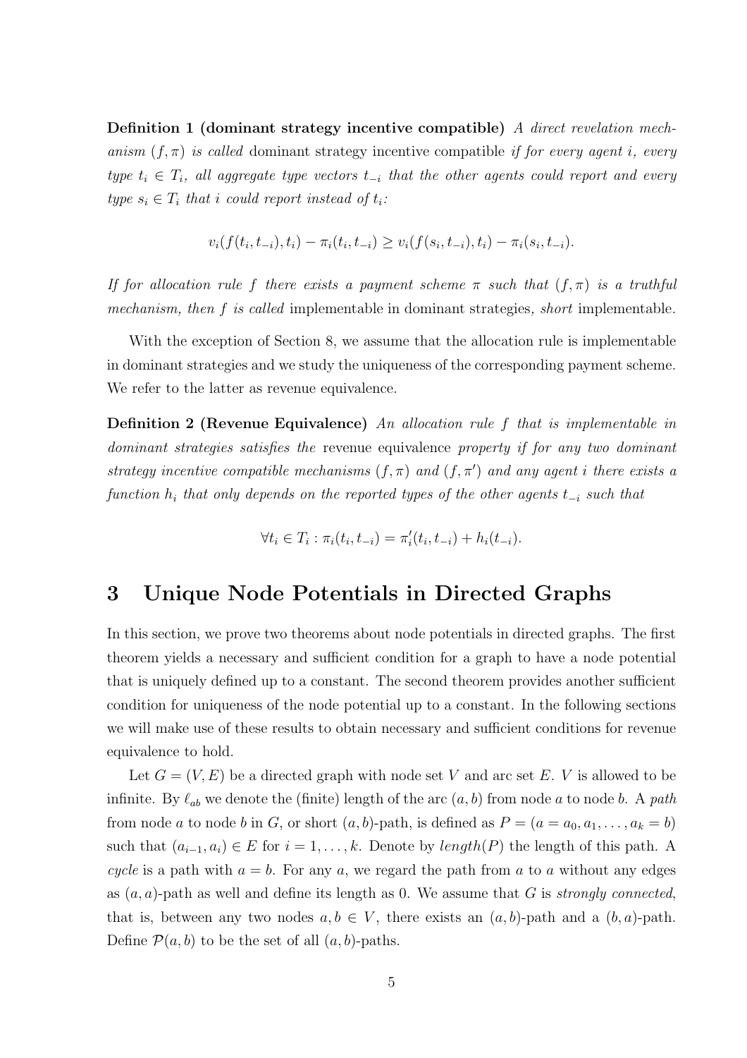**Definition 1 (dominant strategy incentive compatible)** *A direct revelation mechanism $(f, \pi)$ is called* dominant strategy incentive compatible *if for every agent $i$, every type $t_i \in T_i$, all aggregate type vectors $t_{-i}$ that the other agents could report and every type $s_i \in T_i$ that $i$ could report instead of $t_i$:*

$$v_i(f(t_i, t_{-i}), t_i) - \pi_i(t_i, t_{-i}) \geq v_i(f(s_i, t_{-i}), t_i) - \pi_i(s_i, t_{-i}).$$

*If for allocation rule $f$ there exists a payment scheme $\pi$ such that $(f, \pi)$ is a truthful mechanism, then $f$ is called* implementable in dominant strategies*, short* implementable*.*

With the exception of Section 8, we assume that the allocation rule is implementable in dominant strategies and we study the uniqueness of the corresponding payment scheme. We refer to the latter as revenue equivalence.

**Definition 2 (Revenue Equivalence)** *An allocation rule $f$ that is implementable in dominant strategies satisfies the* revenue equivalence *property if for any two dominant strategy incentive compatible mechanisms $(f, \pi)$ and $(f, \pi')$ and any agent $i$ there exists a function $h_i$ that only depends on the reported types of the other agents $t_{-i}$ such that*

$$\forall t_i \in T_i : \pi_i(t_i, t_{-i}) = \pi'_i(t_i, t_{-i}) + h_i(t_{-i}).$$

# 3 Unique Node Potentials in Directed Graphs

In this section, we prove two theorems about node potentials in directed graphs. The first theorem yields a necessary and sufficient condition for a graph to have a node potential that is uniquely defined up to a constant. The second theorem provides another sufficient condition for uniqueness of the node potential up to a constant. In the following sections we will make use of these results to obtain necessary and sufficient conditions for revenue equivalence to hold.

Let $G = (V, E)$ be a directed graph with node set $V$ and arc set $E$. $V$ is allowed to be infinite. By $\ell_{ab}$ we denote the (finite) length of the arc $(a, b)$ from node $a$ to node $b$. A *path* from node $a$ to node $b$ in $G$, or short $(a, b)$-path, is defined as $P = (a = a_0, a_1, \ldots, a_k = b)$ such that $(a_{i-1}, a_i) \in E$ for $i = 1, \ldots, k$. Denote by $length(P)$ the length of this path. A *cycle* is a path with $a = b$. For any $a$, we regard the path from $a$ to $a$ without any edges as $(a, a)$-path as well and define its length as 0. We assume that $G$ is *strongly connected*, that is, between any two nodes $a, b \in V$, there exists an $(a, b)$-path and a $(b, a)$-path. Define $\mathcal{P}(a, b)$ to be the set of all $(a, b)$-paths.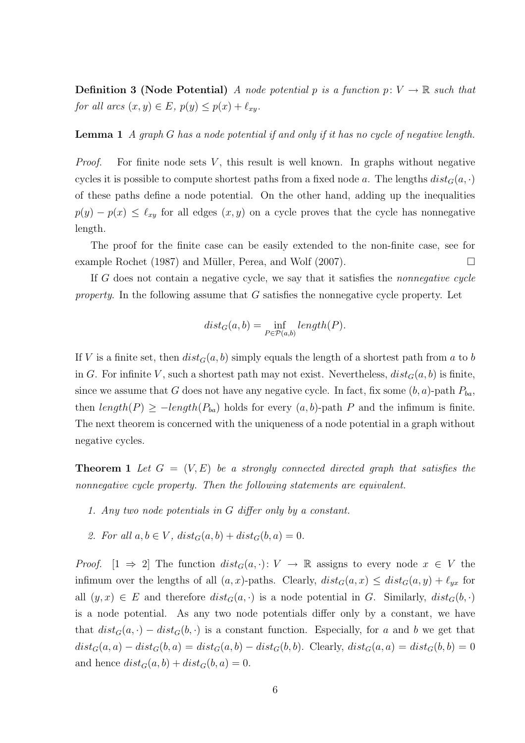**Definition 3 (Node Potential)** *A node potential $p$ is a function $p\colon V \to \mathbb{R}$ such that for all arcs $(x, y) \in E$, $p(y) \leq p(x) + \ell_{xy}$.*

**Lemma 1** *A graph $G$ has a node potential if and only if it has no cycle of negative length.*

*Proof.* For finite node sets $V$, this result is well known. In graphs without negative cycles it is possible to compute shortest paths from a fixed node $a$. The lengths $dist_G(a, \cdot)$ of these paths define a node potential. On the other hand, adding up the inequalities $p(y) - p(x) \leq \ell_{xy}$ for all edges $(x, y)$ on a cycle proves that the cycle has nonnegative length.

The proof for the finite case can be easily extended to the non-finite case, see for example Rochet (1987) and Müller, Perea, and Wolf (2007). □

If $G$ does not contain a negative cycle, we say that it satisfies the *nonnegative cycle property*. In the following assume that $G$ satisfies the nonnegative cycle property. Let

$$dist_G(a, b) = \inf_{P \in \mathcal{P}(a,b)} length(P).$$

If $V$ is a finite set, then $dist_G(a, b)$ simply equals the length of a shortest path from $a$ to $b$ in $G$. For infinite $V$, such a shortest path may not exist. Nevertheless, $dist_G(a, b)$ is finite, since we assume that $G$ does not have any negative cycle. In fact, fix some $(b, a)$-path $P_{ba}$, then $length(P) \geq -length(P_{ba})$ holds for every $(a, b)$-path $P$ and the infimum is finite. The next theorem is concerned with the uniqueness of a node potential in a graph without negative cycles.

**Theorem 1** *Let $G = (V, E)$ be a strongly connected directed graph that satisfies the nonnegative cycle property. Then the following statements are equivalent.*

1. *Any two node potentials in $G$ differ only by a constant.*
2. *For all $a, b \in V$, $dist_G(a, b) + dist_G(b, a) = 0$.*

*Proof.* [1 ⇒ 2] The function $dist_G(a, \cdot)\colon V \to \mathbb{R}$ assigns to every node $x \in V$ the infimum over the lengths of all $(a, x)$-paths. Clearly, $dist_G(a, x) \leq dist_G(a, y) + \ell_{yx}$ for all $(y, x) \in E$ and therefore $dist_G(a, \cdot)$ is a node potential in $G$. Similarly, $dist_G(b, \cdot)$ is a node potential. As any two node potentials differ only by a constant, we have that $dist_G(a, \cdot) - dist_G(b, \cdot)$ is a constant function. Especially, for $a$ and $b$ we get that $dist_G(a, a) - dist_G(b, a) = dist_G(a, b) - dist_G(b, b)$. Clearly, $dist_G(a, a) = dist_G(b, b) = 0$ and hence $dist_G(a, b) + dist_G(b, a) = 0$.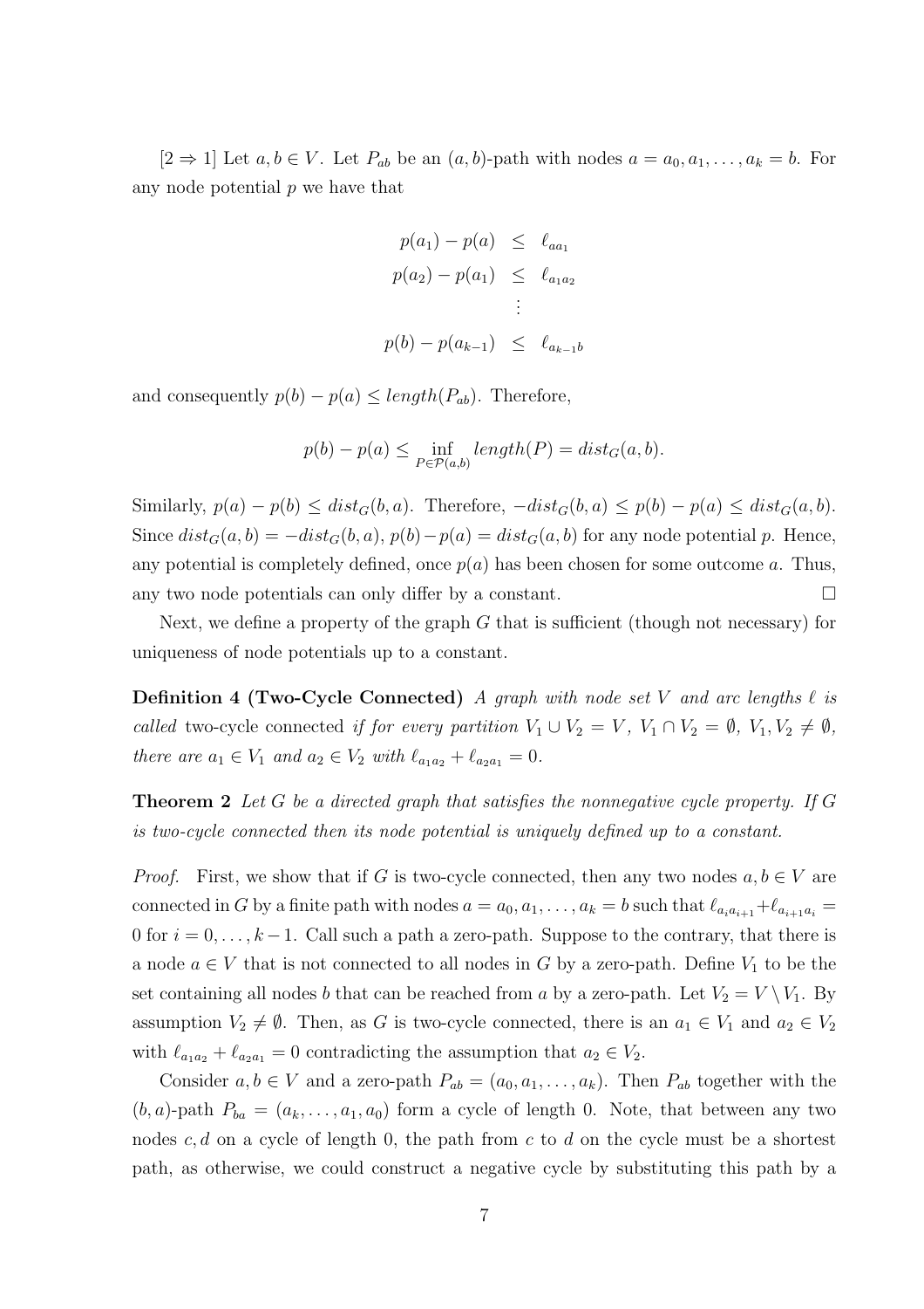[2 ⇒ 1] Let $a, b \in V$. Let $P_{ab}$ be an $(a, b)$-path with nodes $a = a_0, a_1, \ldots, a_k = b$. For any node potential $p$ we have that

$$
\begin{aligned}
p(a_1) - p(a) &\leq \ell_{aa_1} \\
p(a_2) - p(a_1) &\leq \ell_{a_1 a_2} \\
&\vdots \\
p(b) - p(a_{k-1}) &\leq \ell_{a_{k-1}b}
\end{aligned}
$$

and consequently $p(b) - p(a) \leq length(P_{ab})$. Therefore,

$$
p(b) - p(a) \leq \inf_{P \in \mathcal{P}(a,b)} length(P) = dist_G(a, b).
$$

Similarly, $p(a) - p(b) \leq dist_G(b, a)$. Therefore, $-dist_G(b, a) \leq p(b) - p(a) \leq dist_G(a, b)$. Since $dist_G(a, b) = -dist_G(b, a)$, $p(b) - p(a) = dist_G(a, b)$ for any node potential $p$. Hence, any potential is completely defined, once $p(a)$ has been chosen for some outcome $a$. Thus, any two node potentials can only differ by a constant. □

Next, we define a property of the graph $G$ that is sufficient (though not necessary) for uniqueness of node potentials up to a constant.

**Definition 4 (Two-Cycle Connected)** *A graph with node set $V$ and arc lengths $\ell$ is called* two-cycle connected *if for every partition $V_1 \cup V_2 = V$, $V_1 \cap V_2 = \emptyset$, $V_1, V_2 \neq \emptyset$, there are $a_1 \in V_1$ and $a_2 \in V_2$ with $\ell_{a_1 a_2} + \ell_{a_2 a_1} = 0$.*

**Theorem 2** *Let $G$ be a directed graph that satisfies the nonnegative cycle property. If $G$ is two-cycle connected then its node potential is uniquely defined up to a constant.*

*Proof.* First, we show that if $G$ is two-cycle connected, then any two nodes $a, b \in V$ are connected in $G$ by a finite path with nodes $a = a_0, a_1, \ldots, a_k = b$ such that $\ell_{a_i a_{i+1}} + \ell_{a_{i+1} a_i} = 0$ for $i = 0, \ldots, k-1$. Call such a path a zero-path. Suppose to the contrary, that there is a node $a \in V$ that is not connected to all nodes in $G$ by a zero-path. Define $V_1$ to be the set containing all nodes $b$ that can be reached from $a$ by a zero-path. Let $V_2 = V \setminus V_1$. By assumption $V_2 \neq \emptyset$. Then, as $G$ is two-cycle connected, there is an $a_1 \in V_1$ and $a_2 \in V_2$ with $\ell_{a_1 a_2} + \ell_{a_2 a_1} = 0$ contradicting the assumption that $a_2 \in V_2$.

Consider $a, b \in V$ and a zero-path $P_{ab} = (a_0, a_1, \ldots, a_k)$. Then $P_{ab}$ together with the $(b, a)$-path $P_{ba} = (a_k, \ldots, a_1, a_0)$ form a cycle of length 0. Note, that between any two nodes $c, d$ on a cycle of length 0, the path from $c$ to $d$ on the cycle must be a shortest path, as otherwise, we could construct a negative cycle by substituting this path by a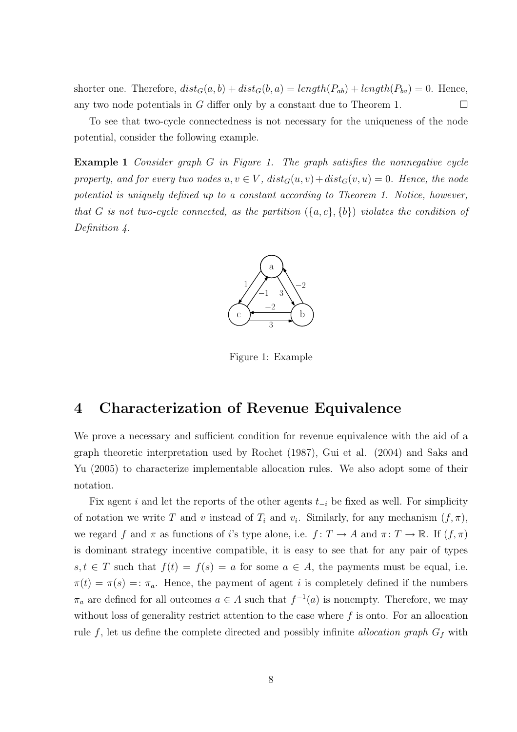shorter one. Therefore, $dist_G(a, b) + dist_G(b, a) = length(P_{ab}) + length(P_{ba}) = 0$. Hence, any two node potentials in $G$ differ only by a constant due to Theorem 1. □

To see that two-cycle connectedness is not necessary for the uniqueness of the node potential, consider the following example.

**Example 1** *Consider graph $G$ in Figure 1. The graph satisfies the nonnegative cycle property, and for every two nodes $u, v \in V$, $dist_G(u, v) + dist_G(v, u) = 0$. Hence, the node potential is uniquely defined up to a constant according to Theorem 1. Notice, however, that $G$ is not two-cycle connected, as the partition $(\{a, c\}, \{b\})$ violates the condition of Definition 4.*

Figure 1: Example

# 4 Characterization of Revenue Equivalence

We prove a necessary and sufficient condition for revenue equivalence with the aid of a graph theoretic interpretation used by Rochet (1987), Gui et al. (2004) and Saks and Yu (2005) to characterize implementable allocation rules. We also adopt some of their notation.

Fix agent $i$ and let the reports of the other agents $t_{-i}$ be fixed as well. For simplicity of notation we write $T$ and $v$ instead of $T_i$ and $v_i$. Similarly, for any mechanism $(f, \pi)$, we regard $f$ and $\pi$ as functions of $i$'s type alone, i.e. $f: T \to A$ and $\pi: T \to \mathbb{R}$. If $(f, \pi)$ is dominant strategy incentive compatible, it is easy to see that for any pair of types $s, t \in T$ such that $f(t) = f(s) = a$ for some $a \in A$, the payments must be equal, i.e. $\pi(t) = \pi(s) =: \pi_a$. Hence, the payment of agent $i$ is completely defined if the numbers $\pi_a$ are defined for all outcomes $a \in A$ such that $f^{-1}(a)$ is nonempty. Therefore, we may without loss of generality restrict attention to the case where $f$ is onto. For an allocation rule $f$, let us define the complete directed and possibly infinite *allocation graph* $G_f$ with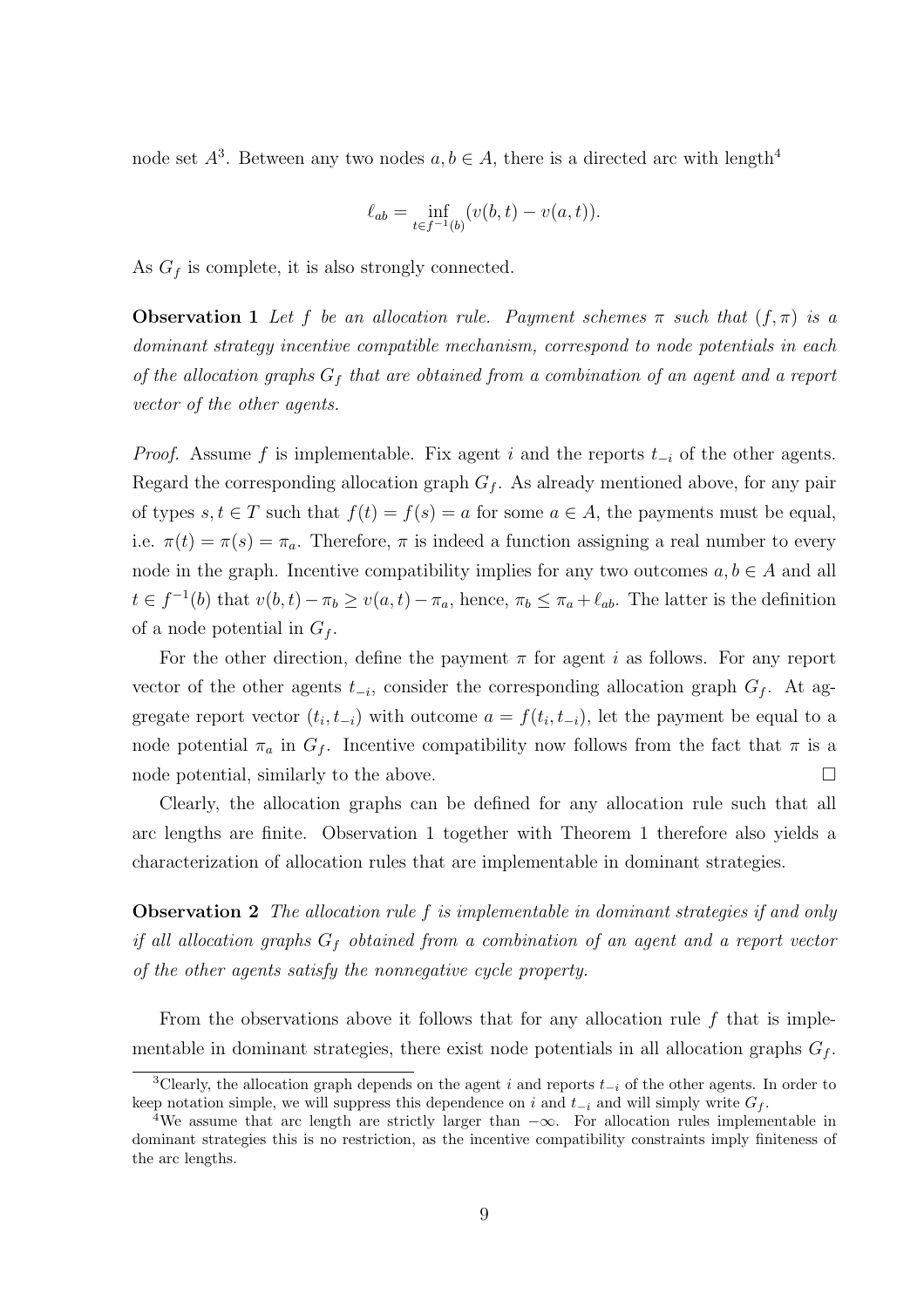node set $A$[3]. Between any two nodes $a, b \in A$, there is a directed arc with length[4]

$$\ell_{ab} = \inf_{t \in f^{-1}(b)} (v(b,t) - v(a,t)).$$

As $G_f$ is complete, it is also strongly connected.

**Observation 1** *Let $f$ be an allocation rule. Payment schemes $\pi$ such that $(f, \pi)$ is a dominant strategy incentive compatible mechanism, correspond to node potentials in each of the allocation graphs $G_f$ that are obtained from a combination of an agent and a report vector of the other agents.*

*Proof.* Assume $f$ is implementable. Fix agent $i$ and the reports $t_{-i}$ of the other agents. Regard the corresponding allocation graph $G_f$. As already mentioned above, for any pair of types $s, t \in T$ such that $f(t) = f(s) = a$ for some $a \in A$, the payments must be equal, i.e. $\pi(t) = \pi(s) = \pi_a$. Therefore, $\pi$ is indeed a function assigning a real number to every node in the graph. Incentive compatibility implies for any two outcomes $a, b \in A$ and all $t \in f^{-1}(b)$ that $v(b,t) - \pi_b \geq v(a,t) - \pi_a$, hence, $\pi_b \leq \pi_a + \ell_{ab}$. The latter is the definition of a node potential in $G_f$.

For the other direction, define the payment $\pi$ for agent $i$ as follows. For any report vector of the other agents $t_{-i}$, consider the corresponding allocation graph $G_f$. At aggregate report vector $(t_i, t_{-i})$ with outcome $a = f(t_i, t_{-i})$, let the payment be equal to a node potential $\pi_a$ in $G_f$. Incentive compatibility now follows from the fact that $\pi$ is a node potential, similarly to the above. $\square$

Clearly, the allocation graphs can be defined for any allocation rule such that all arc lengths are finite. Observation 1 together with Theorem 1 therefore also yields a characterization of allocation rules that are implementable in dominant strategies.

**Observation 2** *The allocation rule $f$ is implementable in dominant strategies if and only if all allocation graphs $G_f$ obtained from a combination of an agent and a report vector of the other agents satisfy the nonnegative cycle property.*

From the observations above it follows that for any allocation rule $f$ that is implementable in dominant strategies, there exist node potentials in all allocation graphs $G_f$.

---

[3] Clearly, the allocation graph depends on the agent $i$ and reports $t_{-i}$ of the other agents. In order to keep notation simple, we will suppress this dependence on $i$ and $t_{-i}$ and will simply write $G_f$.

[4] We assume that arc length are strictly larger than $-\infty$. For allocation rules implementable in dominant strategies this is no restriction, as the incentive compatibility constraints imply finiteness of the arc lengths.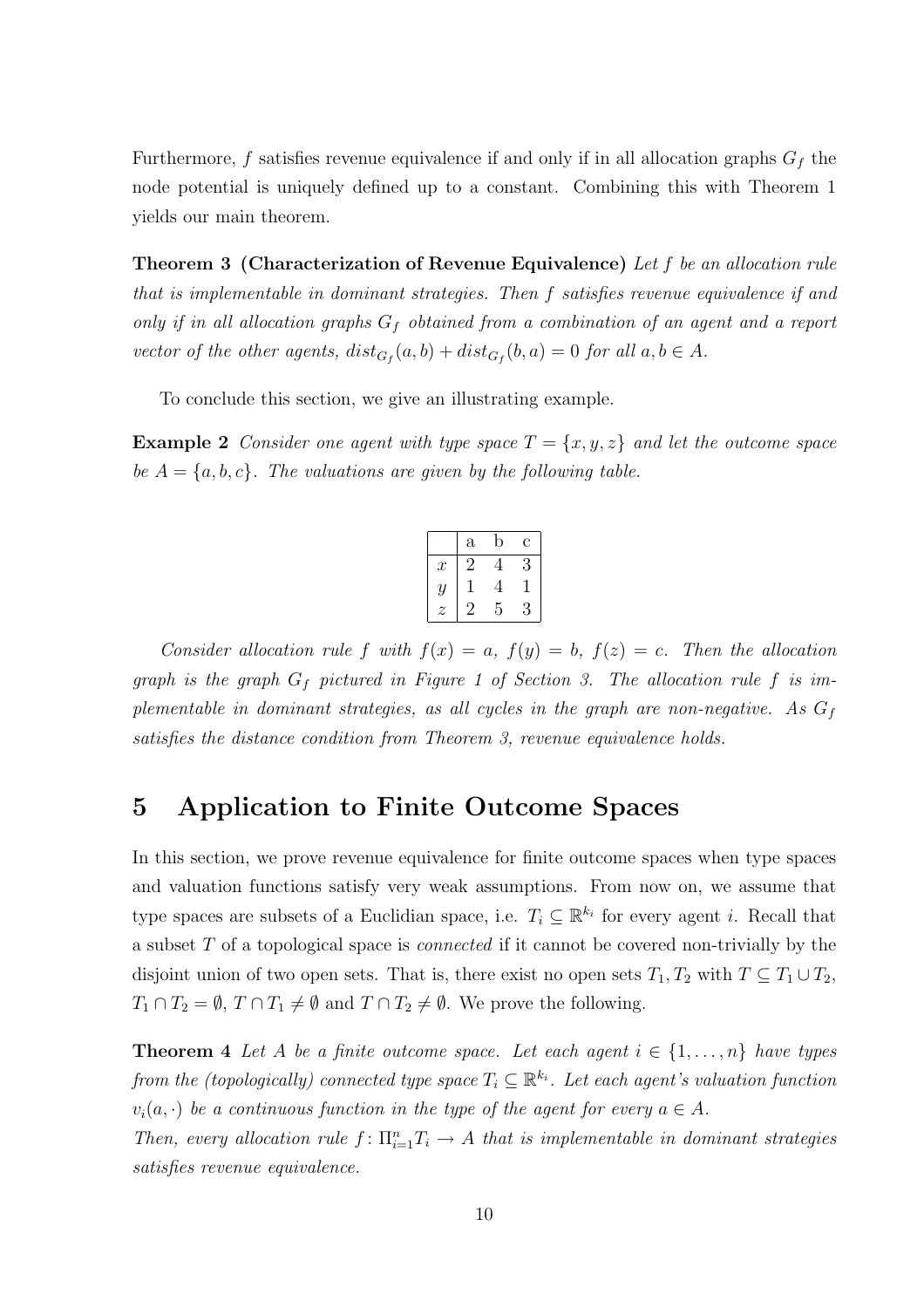Furthermore, $f$ satisfies revenue equivalence if and only if in all allocation graphs $G_f$ the node potential is uniquely defined up to a constant. Combining this with Theorem 1 yields our main theorem.

**Theorem 3 (Characterization of Revenue Equivalence)** *Let $f$ be an allocation rule that is implementable in dominant strategies. Then $f$ satisfies revenue equivalence if and only if in all allocation graphs $G_f$ obtained from a combination of an agent and a report vector of the other agents, $dist_{G_f}(a,b) + dist_{G_f}(b,a) = 0$ for all $a, b \in A$.*

To conclude this section, we give an illustrating example.

**Example 2** *Consider one agent with type space $T = \{x, y, z\}$ and let the outcome space be $A = \{a, b, c\}$. The valuations are given by the following table.*

| | a | b | c |
|---|---|---|---|
| $x$ | 2 | 4 | 3 |
| $y$ | 1 | 4 | 1 |
| $z$ | 2 | 5 | 3 |

*Consider allocation rule $f$ with $f(x) = a$, $f(y) = b$, $f(z) = c$. Then the allocation graph is the graph $G_f$ pictured in Figure 1 of Section 3. The allocation rule $f$ is implementable in dominant strategies, as all cycles in the graph are non-negative. As $G_f$ satisfies the distance condition from Theorem 3, revenue equivalence holds.*

## 5 Application to Finite Outcome Spaces

In this section, we prove revenue equivalence for finite outcome spaces when type spaces and valuation functions satisfy very weak assumptions. From now on, we assume that type spaces are subsets of a Euclidian space, i.e. $T_i \subseteq \mathbb{R}^{k_i}$ for every agent $i$. Recall that a subset $T$ of a topological space is *connected* if it cannot be covered non-trivially by the disjoint union of two open sets. That is, there exist no open sets $T_1, T_2$ with $T \subseteq T_1 \cup T_2$, $T_1 \cap T_2 = \emptyset$, $T \cap T_1 \neq \emptyset$ and $T \cap T_2 \neq \emptyset$. We prove the following.

**Theorem 4** *Let $A$ be a finite outcome space. Let each agent $i \in \{1, \ldots, n\}$ have types from the (topologically) connected type space $T_i \subseteq \mathbb{R}^{k_i}$. Let each agent's valuation function $v_i(a, \cdot)$ be a continuous function in the type of the agent for every $a \in A$.*
*Then, every allocation rule $f \colon \Pi_{i=1}^n T_i \to A$ that is implementable in dominant strategies satisfies revenue equivalence.*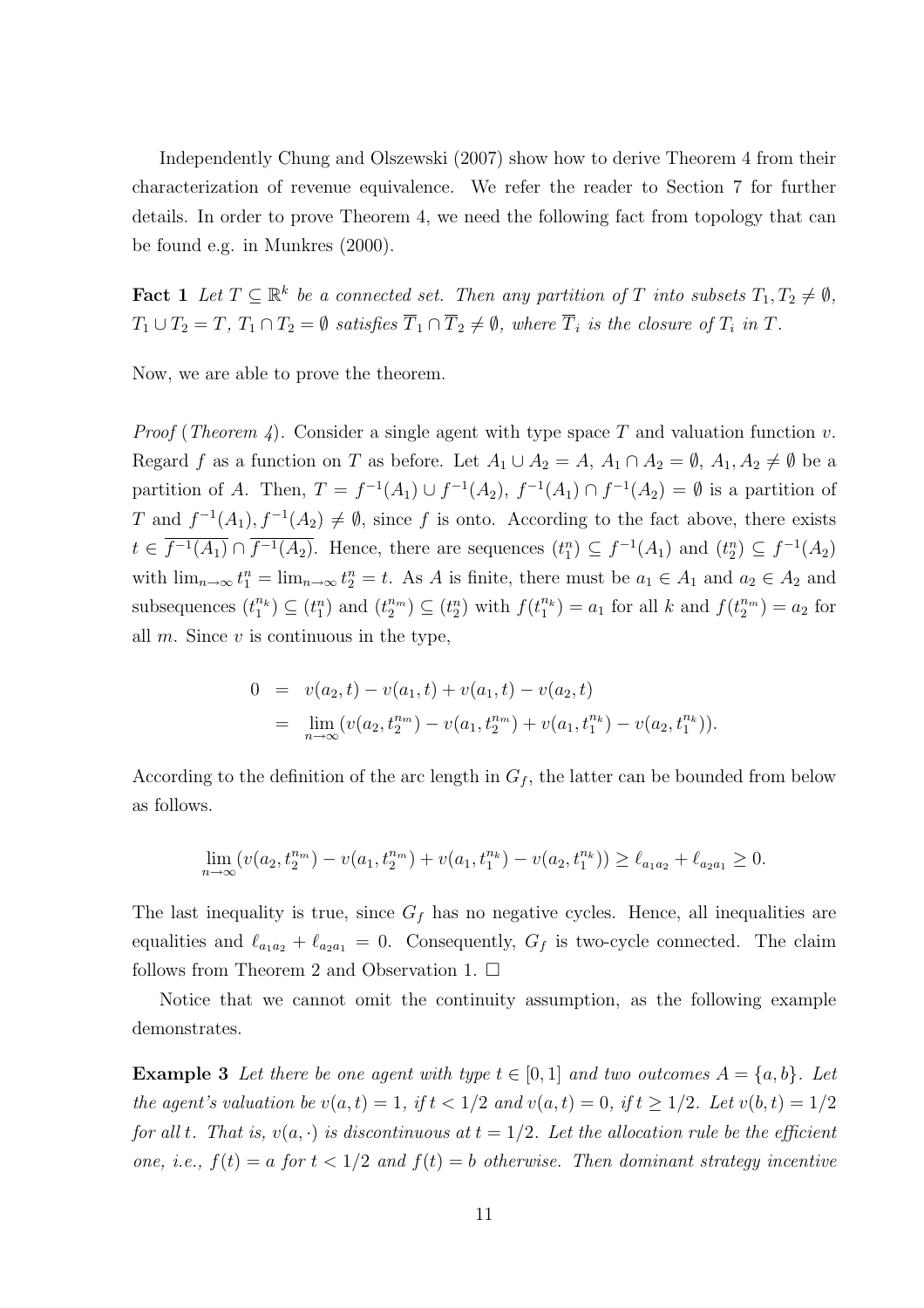Independently Chung and Olszewski (2007) show how to derive Theorem 4 from their characterization of revenue equivalence. We refer the reader to Section 7 for further details. In order to prove Theorem 4, we need the following fact from topology that can be found e.g. in Munkres (2000).

**Fact 1** *Let $T \subseteq \mathbb{R}^k$ be a connected set. Then any partition of $T$ into subsets $T_1, T_2 \neq \emptyset$, $T_1 \cup T_2 = T$, $T_1 \cap T_2 = \emptyset$ satisfies $\overline{T}_1 \cap \overline{T}_2 \neq \emptyset$, where $\overline{T}_i$ is the closure of $T_i$ in $T$.*

Now, we are able to prove the theorem.

*Proof* (*Theorem 4*). Consider a single agent with type space $T$ and valuation function $v$. Regard $f$ as a function on $T$ as before. Let $A_1 \cup A_2 = A$, $A_1 \cap A_2 = \emptyset$, $A_1, A_2 \neq \emptyset$ be a partition of $A$. Then, $T = f^{-1}(A_1) \cup f^{-1}(A_2)$, $f^{-1}(A_1) \cap f^{-1}(A_2) = \emptyset$ is a partition of $T$ and $f^{-1}(A_1), f^{-1}(A_2) \neq \emptyset$, since $f$ is onto. According to the fact above, there exists $t \in \overline{f^{-1}(A_1)} \cap \overline{f^{-1}(A_2)}$. Hence, there are sequences $(t_1^n) \subseteq f^{-1}(A_1)$ and $(t_2^n) \subseteq f^{-1}(A_2)$ with $\lim_{n\to\infty} t_1^n = \lim_{n\to\infty} t_2^n = t$. As $A$ is finite, there must be $a_1 \in A_1$ and $a_2 \in A_2$ and subsequences $(t_1^{n_k}) \subseteq (t_1^n)$ and $(t_2^{n_m}) \subseteq (t_2^n)$ with $f(t_1^{n_k}) = a_1$ for all $k$ and $f(t_2^{n_m}) = a_2$ for all $m$. Since $v$ is continuous in the type,

$$
\begin{aligned}
0 &= v(a_2, t) - v(a_1, t) + v(a_1, t) - v(a_2, t) \\
&= \lim_{n\to\infty} (v(a_2, t_2^{n_m}) - v(a_1, t_2^{n_m}) + v(a_1, t_1^{n_k}) - v(a_2, t_1^{n_k})).
\end{aligned}
$$

According to the definition of the arc length in $G_f$, the latter can be bounded from below as follows.

$$
\lim_{n\to\infty} (v(a_2, t_2^{n_m}) - v(a_1, t_2^{n_m}) + v(a_1, t_1^{n_k}) - v(a_2, t_1^{n_k})) \geq \ell_{a_1 a_2} + \ell_{a_2 a_1} \geq 0.
$$

The last inequality is true, since $G_f$ has no negative cycles. Hence, all inequalities are equalities and $\ell_{a_1 a_2} + \ell_{a_2 a_1} = 0$. Consequently, $G_f$ is two-cycle connected. The claim follows from Theorem 2 and Observation 1. □

Notice that we cannot omit the continuity assumption, as the following example demonstrates.

**Example 3** *Let there be one agent with type $t \in [0, 1]$ and two outcomes $A = \{a, b\}$. Let the agent's valuation be $v(a, t) = 1$, if $t < 1/2$ and $v(a, t) = 0$, if $t \geq 1/2$. Let $v(b, t) = 1/2$ for all $t$. That is, $v(a, \cdot)$ is discontinuous at $t = 1/2$. Let the allocation rule be the efficient one, i.e., $f(t) = a$ for $t < 1/2$ and $f(t) = b$ otherwise. Then dominant strategy incentive*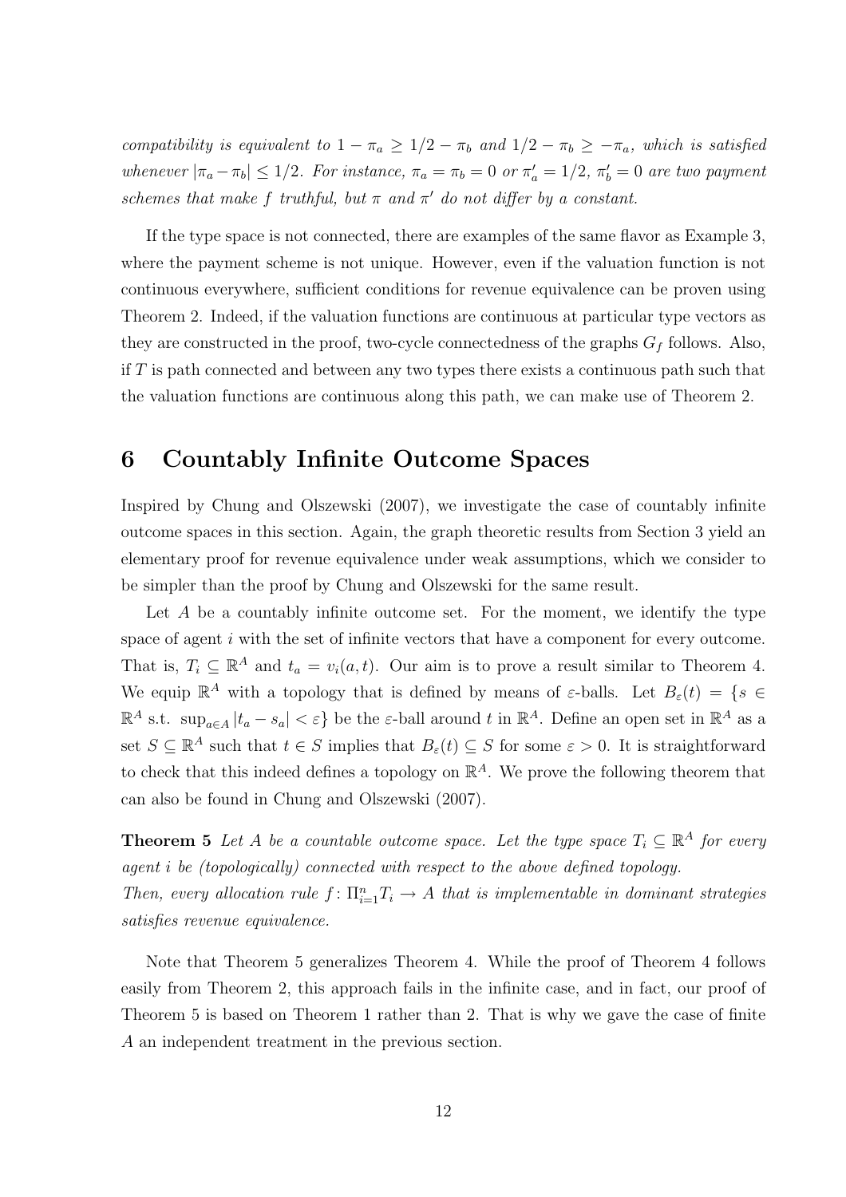*compatibility is equivalent to $1 - \pi_a \geq 1/2 - \pi_b$ and $1/2 - \pi_b \geq -\pi_a$, which is satisfied whenever $|\pi_a - \pi_b| \leq 1/2$. For instance, $\pi_a = \pi_b = 0$ or $\pi'_a = 1/2$, $\pi'_b = 0$ are two payment schemes that make $f$ truthful, but $\pi$ and $\pi'$ do not differ by a constant.*

If the type space is not connected, there are examples of the same flavor as Example 3, where the payment scheme is not unique. However, even if the valuation function is not continuous everywhere, sufficient conditions for revenue equivalence can be proven using Theorem 2. Indeed, if the valuation functions are continuous at particular type vectors as they are constructed in the proof, two-cycle connectedness of the graphs $G_f$ follows. Also, if $T$ is path connected and between any two types there exists a continuous path such that the valuation functions are continuous along this path, we can make use of Theorem 2.

# 6 Countably Infinite Outcome Spaces

Inspired by Chung and Olszewski (2007), we investigate the case of countably infinite outcome spaces in this section. Again, the graph theoretic results from Section 3 yield an elementary proof for revenue equivalence under weak assumptions, which we consider to be simpler than the proof by Chung and Olszewski for the same result.

Let $A$ be a countably infinite outcome set. For the moment, we identify the type space of agent $i$ with the set of infinite vectors that have a component for every outcome. That is, $T_i \subseteq \mathbb{R}^A$ and $t_a = v_i(a, t)$. Our aim is to prove a result similar to Theorem 4. We equip $\mathbb{R}^A$ with a topology that is defined by means of $\varepsilon$-balls. Let $B_\varepsilon(t) = \{s \in \mathbb{R}^A \text{ s.t. } \sup_{a \in A} |t_a - s_a| < \varepsilon\}$ be the $\varepsilon$-ball around $t$ in $\mathbb{R}^A$. Define an open set in $\mathbb{R}^A$ as a set $S \subseteq \mathbb{R}^A$ such that $t \in S$ implies that $B_\varepsilon(t) \subseteq S$ for some $\varepsilon > 0$. It is straightforward to check that this indeed defines a topology on $\mathbb{R}^A$. We prove the following theorem that can also be found in Chung and Olszewski (2007).

**Theorem 5** *Let $A$ be a countable outcome space. Let the type space $T_i \subseteq \mathbb{R}^A$ for every agent $i$ be (topologically) connected with respect to the above defined topology.*
*Then, every allocation rule $f : \Pi_{i=1}^n T_i \to A$ that is implementable in dominant strategies satisfies revenue equivalence.*

Note that Theorem 5 generalizes Theorem 4. While the proof of Theorem 4 follows easily from Theorem 2, this approach fails in the infinite case, and in fact, our proof of Theorem 5 is based on Theorem 1 rather than 2. That is why we gave the case of finite $A$ an independent treatment in the previous section.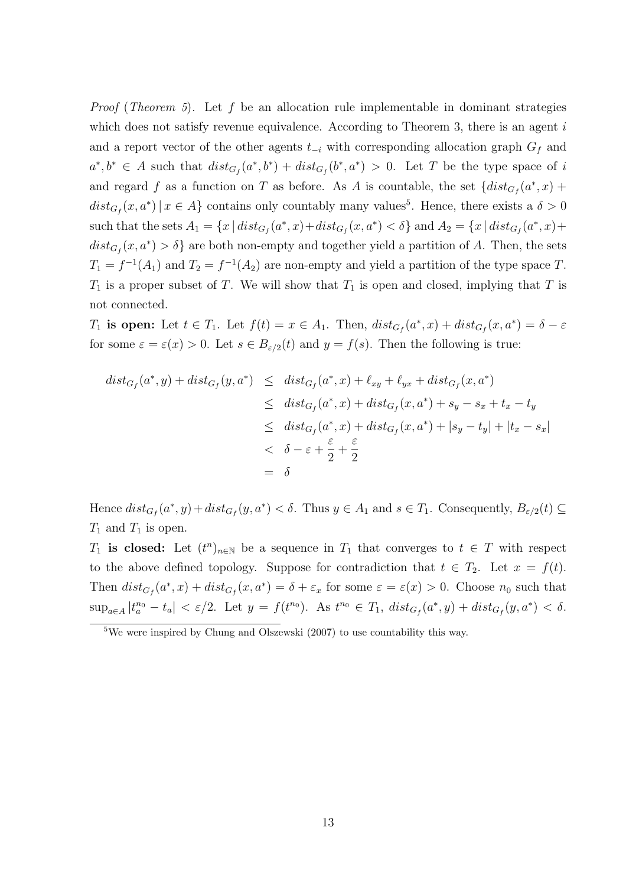*Proof* (*Theorem 5*). Let $f$ be an allocation rule implementable in dominant strategies which does not satisfy revenue equivalence. According to Theorem 3, there is an agent $i$ and a report vector of the other agents $t_{-i}$ with corresponding allocation graph $G_f$ and $a^*, b^* \in A$ such that $dist_{G_f}(a^*, b^*) + dist_{G_f}(b^*, a^*) > 0$. Let $T$ be the type space of $i$ and regard $f$ as a function on $T$ as before. As $A$ is countable, the set $\{dist_{G_f}(a^*, x) + dist_{G_f}(x, a^*) \mid x \in A\}$ contains only countably many values[5]. Hence, there exists a $\delta > 0$ such that the sets $A_1 = \{x \mid dist_{G_f}(a^*, x) + dist_{G_f}(x, a^*) < \delta\}$ and $A_2 = \{x \mid dist_{G_f}(a^*, x) + dist_{G_f}(x, a^*) > \delta\}$ are both non-empty and together yield a partition of $A$. Then, the sets $T_1 = f^{-1}(A_1)$ and $T_2 = f^{-1}(A_2)$ are non-empty and yield a partition of the type space $T$. $T_1$ is a proper subset of $T$. We will show that $T_1$ is open and closed, implying that $T$ is not connected.

$T_1$ **is open:** Let $t \in T_1$. Let $f(t) = x \in A_1$. Then, $dist_{G_f}(a^*, x) + dist_{G_f}(x, a^*) = \delta - \varepsilon$ for some $\varepsilon = \varepsilon(x) > 0$. Let $s \in B_{\varepsilon/2}(t)$ and $y = f(s)$. Then the following is true:

$$\begin{aligned}
dist_{G_f}(a^*, y) + dist_{G_f}(y, a^*) &\leq dist_{G_f}(a^*, x) + \ell_{xy} + \ell_{yx} + dist_{G_f}(x, a^*) \\
&\leq dist_{G_f}(a^*, x) + dist_{G_f}(x, a^*) + s_y - s_x + t_x - t_y \\
&\leq dist_{G_f}(a^*, x) + dist_{G_f}(x, a^*) + |s_y - t_y| + |t_x - s_x| \\
&< \delta - \varepsilon + \frac{\varepsilon}{2} + \frac{\varepsilon}{2} \\
&= \delta
\end{aligned}$$

Hence $dist_{G_f}(a^*, y) + dist_{G_f}(y, a^*) < \delta$. Thus $y \in A_1$ and $s \in T_1$. Consequently, $B_{\varepsilon/2}(t) \subseteq T_1$ and $T_1$ is open.

$T_1$ **is closed:** Let $(t^n)_{n \in \mathbb{N}}$ be a sequence in $T_1$ that converges to $t \in T$ with respect to the above defined topology. Suppose for contradiction that $t \in T_2$. Let $x = f(t)$. Then $dist_{G_f}(a^*, x) + dist_{G_f}(x, a^*) = \delta + \varepsilon_x$ for some $\varepsilon = \varepsilon(x) > 0$. Choose $n_0$ such that $\sup_{a \in A} |t_a^{n_0} - t_a| < \varepsilon/2$. Let $y = f(t^{n_0})$. As $t^{n_0} \in T_1$, $dist_{G_f}(a^*, y) + dist_{G_f}(y, a^*) < \delta$.

[5] We were inspired by Chung and Olszewski (2007) to use countability this way.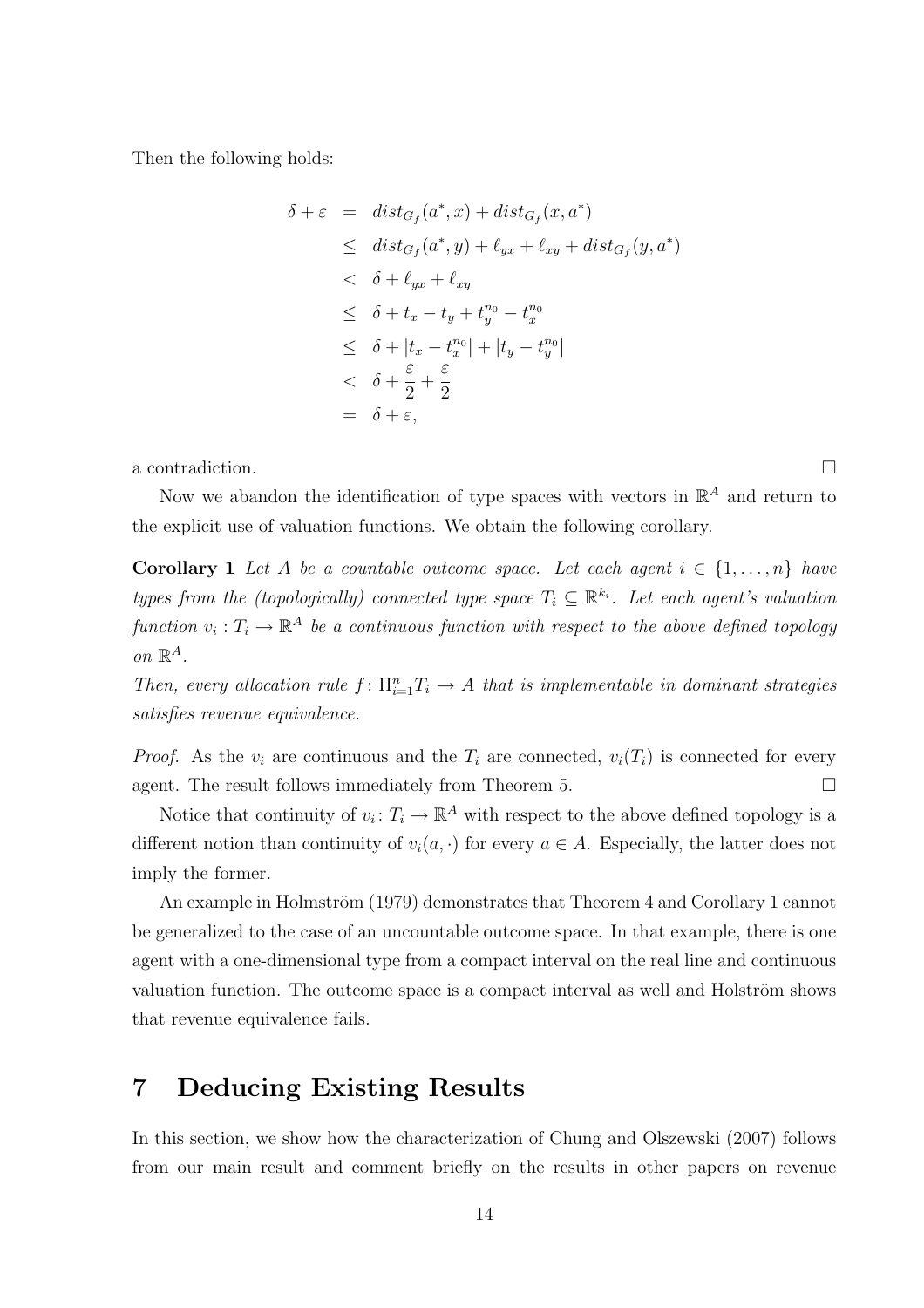Then the following holds:

$$
\begin{aligned}
\delta + \varepsilon &= dist_{G_f}(a^*, x) + dist_{G_f}(x, a^*) \\
&\leq dist_{G_f}(a^*, y) + \ell_{yx} + \ell_{xy} + dist_{G_f}(y, a^*) \\
&< \delta + \ell_{yx} + \ell_{xy} \\
&\leq \delta + t_x - t_y + t_y^{n_0} - t_x^{n_0} \\
&\leq \delta + |t_x - t_x^{n_0}| + |t_y - t_y^{n_0}| \\
&< \delta + \frac{\varepsilon}{2} + \frac{\varepsilon}{2} \\
&= \delta + \varepsilon,
\end{aligned}
$$

a contradiction. □

Now we abandon the identification of type spaces with vectors in $\mathbb{R}^A$ and return to the explicit use of valuation functions. We obtain the following corollary.

**Corollary 1** *Let $A$ be a countable outcome space. Let each agent $i \in \{1, \dots, n\}$ have types from the (topologically) connected type space $T_i \subseteq \mathbb{R}^{k_i}$. Let each agent's valuation function $v_i : T_i \to \mathbb{R}^A$ be a continuous function with respect to the above defined topology on $\mathbb{R}^A$.*

*Then, every allocation rule $f : \Pi_{i=1}^n T_i \to A$ that is implementable in dominant strategies satisfies revenue equivalence.*

*Proof.* As the $v_i$ are continuous and the $T_i$ are connected, $v_i(T_i)$ is connected for every agent. The result follows immediately from Theorem 5. □

Notice that continuity of $v_i : T_i \to \mathbb{R}^A$ with respect to the above defined topology is a different notion than continuity of $v_i(a, \cdot)$ for every $a \in A$. Especially, the latter does not imply the former.

An example in Holmström (1979) demonstrates that Theorem 4 and Corollary 1 cannot be generalized to the case of an uncountable outcome space. In that example, there is one agent with a one-dimensional type from a compact interval on the real line and continuous valuation function. The outcome space is a compact interval as well and Holström shows that revenue equivalence fails.

# 7 Deducing Existing Results

In this section, we show how the characterization of Chung and Olszewski (2007) follows from our main result and comment briefly on the results in other papers on revenue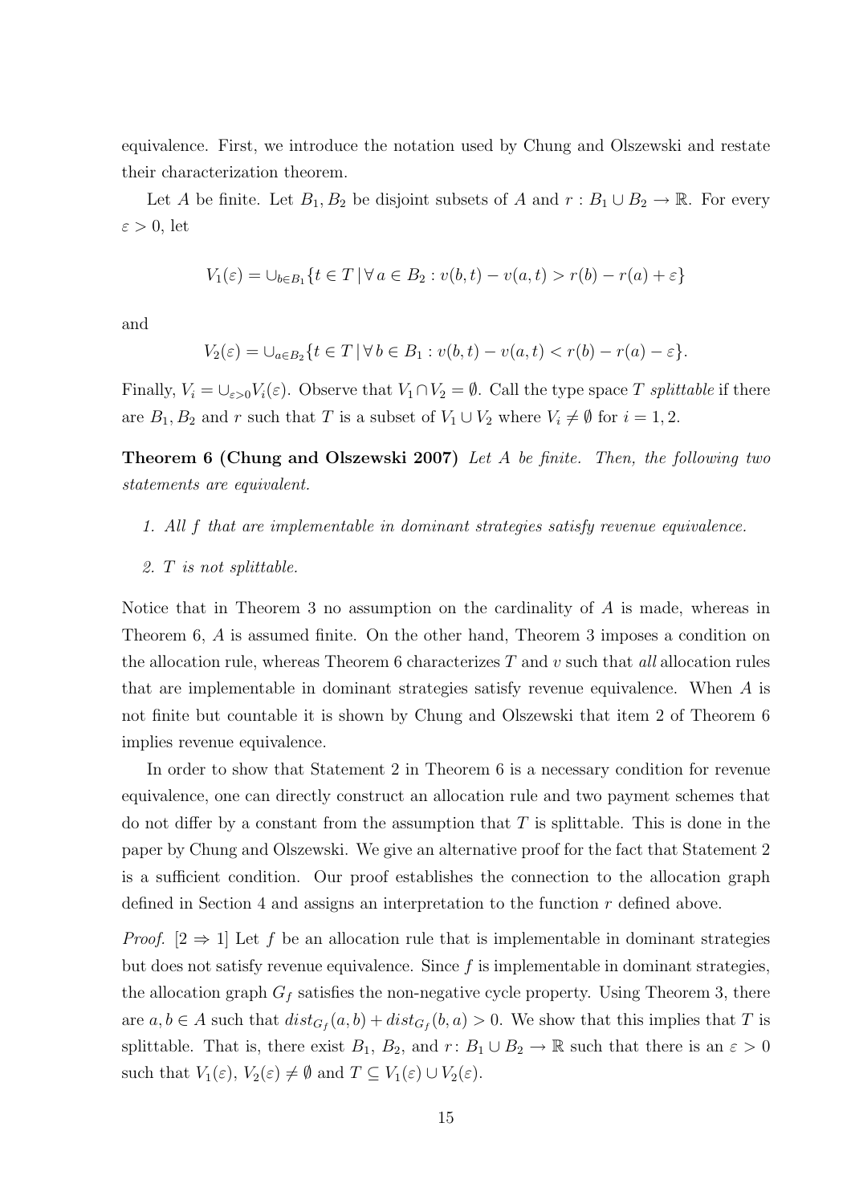equivalence. First, we introduce the notation used by Chung and Olszewski and restate their characterization theorem.

Let $A$ be finite. Let $B_1, B_2$ be disjoint subsets of $A$ and $r : B_1 \cup B_2 \to \mathbb{R}$. For every $\varepsilon > 0$, let

$$V_1(\varepsilon) = \cup_{b \in B_1} \{t \in T \,|\, \forall\, a \in B_2 : v(b,t) - v(a,t) > r(b) - r(a) + \varepsilon\}$$

and

$$V_2(\varepsilon) = \cup_{a \in B_2} \{t \in T \,|\, \forall\, b \in B_1 : v(b,t) - v(a,t) < r(b) - r(a) - \varepsilon\}.$$

Finally, $V_i = \cup_{\varepsilon > 0} V_i(\varepsilon)$. Observe that $V_1 \cap V_2 = \emptyset$. Call the type space $T$ *splittable* if there are $B_1, B_2$ and $r$ such that $T$ is a subset of $V_1 \cup V_2$ where $V_i \neq \emptyset$ for $i = 1, 2$.

**Theorem 6 (Chung and Olszewski 2007)** *Let $A$ be finite. Then, the following two statements are equivalent.*

1. *All $f$ that are implementable in dominant strategies satisfy revenue equivalence.*
2. *$T$ is not splittable.*

Notice that in Theorem 3 no assumption on the cardinality of $A$ is made, whereas in Theorem 6, $A$ is assumed finite. On the other hand, Theorem 3 imposes a condition on the allocation rule, whereas Theorem 6 characterizes $T$ and $v$ such that *all* allocation rules that are implementable in dominant strategies satisfy revenue equivalence. When $A$ is not finite but countable it is shown by Chung and Olszewski that item 2 of Theorem 6 implies revenue equivalence.

In order to show that Statement 2 in Theorem 6 is a necessary condition for revenue equivalence, one can directly construct an allocation rule and two payment schemes that do not differ by a constant from the assumption that $T$ is splittable. This is done in the paper by Chung and Olszewski. We give an alternative proof for the fact that Statement 2 is a sufficient condition. Our proof establishes the connection to the allocation graph defined in Section 4 and assigns an interpretation to the function $r$ defined above.

*Proof.* $[2 \Rightarrow 1]$ Let $f$ be an allocation rule that is implementable in dominant strategies but does not satisfy revenue equivalence. Since $f$ is implementable in dominant strategies, the allocation graph $G_f$ satisfies the non-negative cycle property. Using Theorem 3, there are $a, b \in A$ such that $dist_{G_f}(a,b) + dist_{G_f}(b,a) > 0$. We show that this implies that $T$ is splittable. That is, there exist $B_1$, $B_2$, and $r \colon B_1 \cup B_2 \to \mathbb{R}$ such that there is an $\varepsilon > 0$ such that $V_1(\varepsilon)$, $V_2(\varepsilon) \neq \emptyset$ and $T \subseteq V_1(\varepsilon) \cup V_2(\varepsilon)$.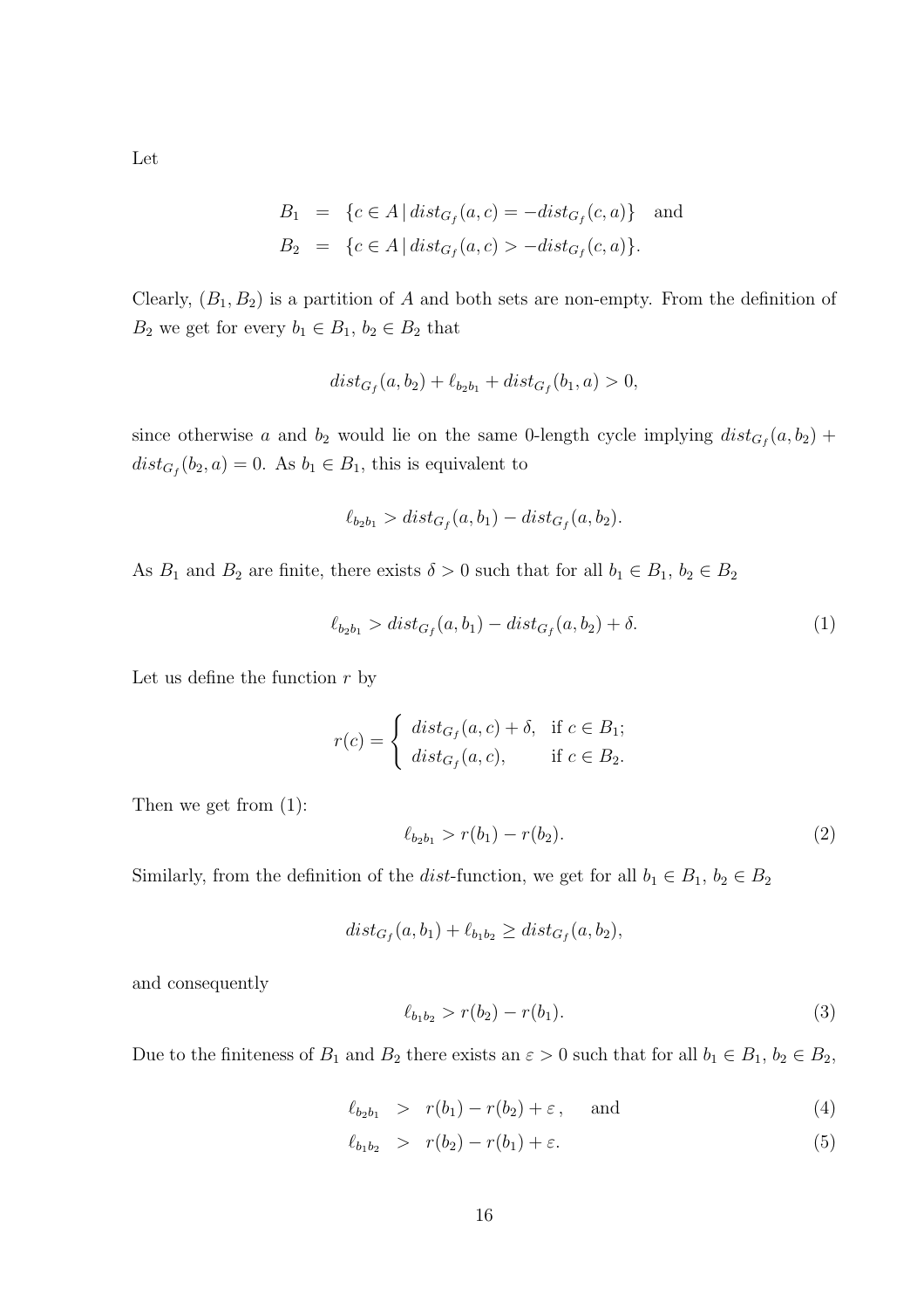Let

$$
\begin{aligned}
B_1 &= \{c \in A \,|\, dist_{G_f}(a,c) = -dist_{G_f}(c,a)\} \quad \text{and} \\
B_2 &= \{c \in A \,|\, dist_{G_f}(a,c) > -dist_{G_f}(c,a)\}.
\end{aligned}
$$

Clearly, $(B_1, B_2)$ is a partition of $A$ and both sets are non-empty. From the definition of $B_2$ we get for every $b_1 \in B_1$, $b_2 \in B_2$ that

$$
dist_{G_f}(a,b_2) + \ell_{b_2 b_1} + dist_{G_f}(b_1,a) > 0,
$$

since otherwise $a$ and $b_2$ would lie on the same 0-length cycle implying $dist_{G_f}(a,b_2) + dist_{G_f}(b_2,a) = 0$. As $b_1 \in B_1$, this is equivalent to

$$
\ell_{b_2 b_1} > dist_{G_f}(a,b_1) - dist_{G_f}(a,b_2).
$$

As $B_1$ and $B_2$ are finite, there exists $\delta > 0$ such that for all $b_1 \in B_1$, $b_2 \in B_2$

$$
\ell_{b_2 b_1} > dist_{G_f}(a,b_1) - dist_{G_f}(a,b_2) + \delta. \tag{1}
$$

Let us define the function $r$ by

$$
r(c) = \begin{cases} dist_{G_f}(a,c) + \delta, & \text{if } c \in B_1; \\ dist_{G_f}(a,c), & \text{if } c \in B_2. \end{cases}
$$

Then we get from (1):

$$
\ell_{b_2 b_1} > r(b_1) - r(b_2). \tag{2}
$$

Similarly, from the definition of the *dist*-function, we get for all $b_1 \in B_1$, $b_2 \in B_2$

$$
dist_{G_f}(a,b_1) + \ell_{b_1 b_2} \geq dist_{G_f}(a,b_2),
$$

and consequently

$$
\ell_{b_1 b_2} > r(b_2) - r(b_1). \tag{3}
$$

Due to the finiteness of $B_1$ and $B_2$ there exists an $\varepsilon > 0$ such that for all $b_1 \in B_1$, $b_2 \in B_2$,

$$
\begin{aligned}
\ell_{b_2 b_1} &> r(b_1) - r(b_2) + \varepsilon\,, \quad \text{and} && (4) \\
\ell_{b_1 b_2} &> r(b_2) - r(b_1) + \varepsilon. && (5)
\end{aligned}
$$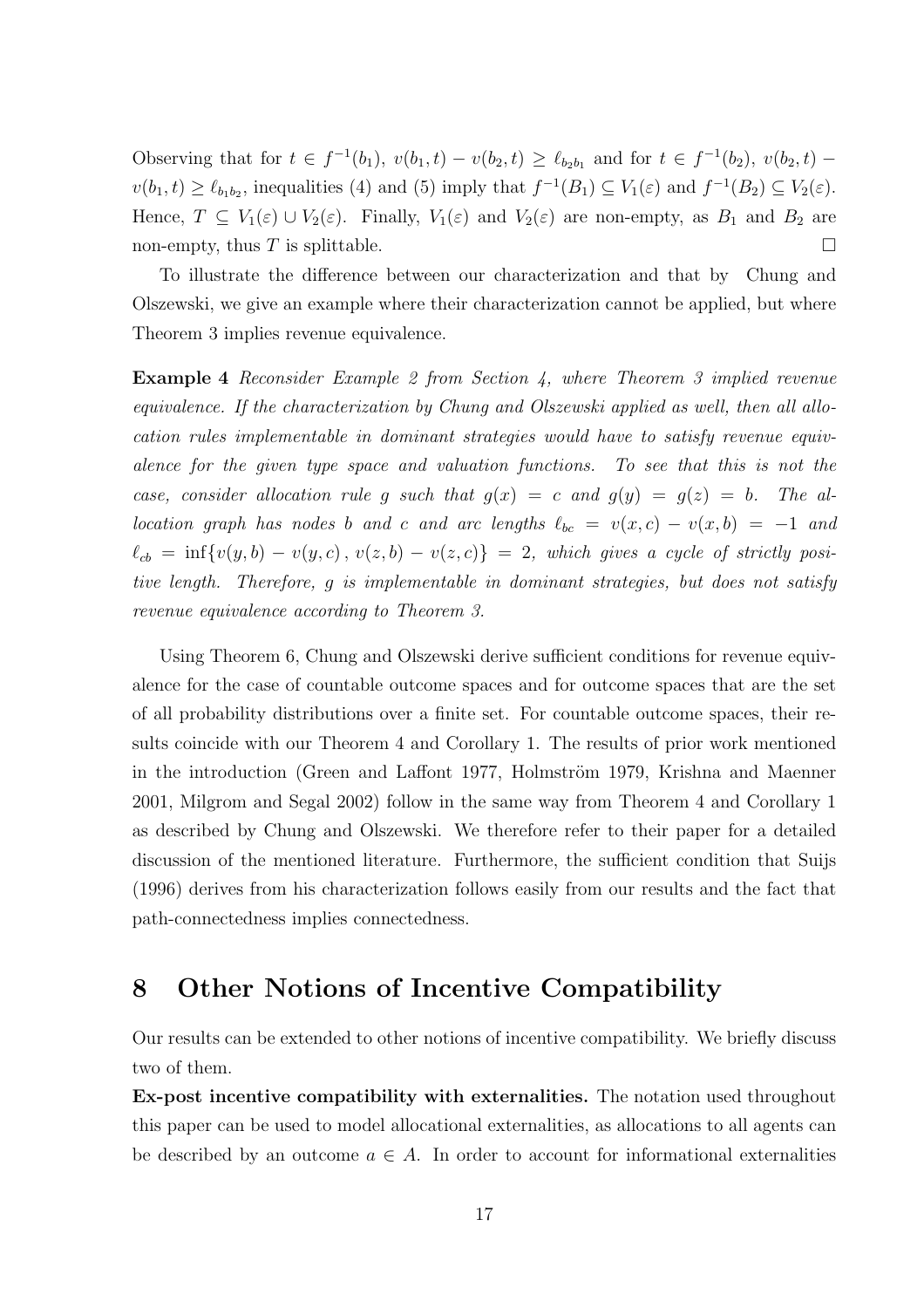Observing that for $t \in f^{-1}(b_1)$, $v(b_1, t) - v(b_2, t) \geq \ell_{b_2 b_1}$ and for $t \in f^{-1}(b_2)$, $v(b_2, t) - v(b_1, t) \geq \ell_{b_1 b_2}$, inequalities (4) and (5) imply that $f^{-1}(B_1) \subseteq V_1(\varepsilon)$ and $f^{-1}(B_2) \subseteq V_2(\varepsilon)$. Hence, $T \subseteq V_1(\varepsilon) \cup V_2(\varepsilon)$. Finally, $V_1(\varepsilon)$ and $V_2(\varepsilon)$ are non-empty, as $B_1$ and $B_2$ are non-empty, thus $T$ is splittable. □

To illustrate the difference between our characterization and that by Chung and Olszewski, we give an example where their characterization cannot be applied, but where Theorem 3 implies revenue equivalence.

**Example 4** *Reconsider Example 2 from Section 4, where Theorem 3 implied revenue equivalence. If the characterization by Chung and Olszewski applied as well, then all allocation rules implementable in dominant strategies would have to satisfy revenue equivalence for the given type space and valuation functions. To see that this is not the case, consider allocation rule $g$ such that $g(x) = c$ and $g(y) = g(z) = b$. The allocation graph has nodes $b$ and $c$ and arc lengths $\ell_{bc} = v(x, c) - v(x, b) = -1$ and $\ell_{cb} = \inf\{v(y, b) - v(y, c)\,,\, v(z, b) - v(z, c)\} = 2$, which gives a cycle of strictly positive length. Therefore, $g$ is implementable in dominant strategies, but does not satisfy revenue equivalence according to Theorem 3.*

Using Theorem 6, Chung and Olszewski derive sufficient conditions for revenue equivalence for the case of countable outcome spaces and for outcome spaces that are the set of all probability distributions over a finite set. For countable outcome spaces, their results coincide with our Theorem 4 and Corollary 1. The results of prior work mentioned in the introduction (Green and Laffont 1977, Holmström 1979, Krishna and Maenner 2001, Milgrom and Segal 2002) follow in the same way from Theorem 4 and Corollary 1 as described by Chung and Olszewski. We therefore refer to their paper for a detailed discussion of the mentioned literature. Furthermore, the sufficient condition that Suijs (1996) derives from his characterization follows easily from our results and the fact that path-connectedness implies connectedness.

# 8 Other Notions of Incentive Compatibility

Our results can be extended to other notions of incentive compatibility. We briefly discuss two of them.

**Ex-post incentive compatibility with externalities.** The notation used throughout this paper can be used to model allocational externalities, as allocations to all agents can be described by an outcome $a \in A$. In order to account for informational externalities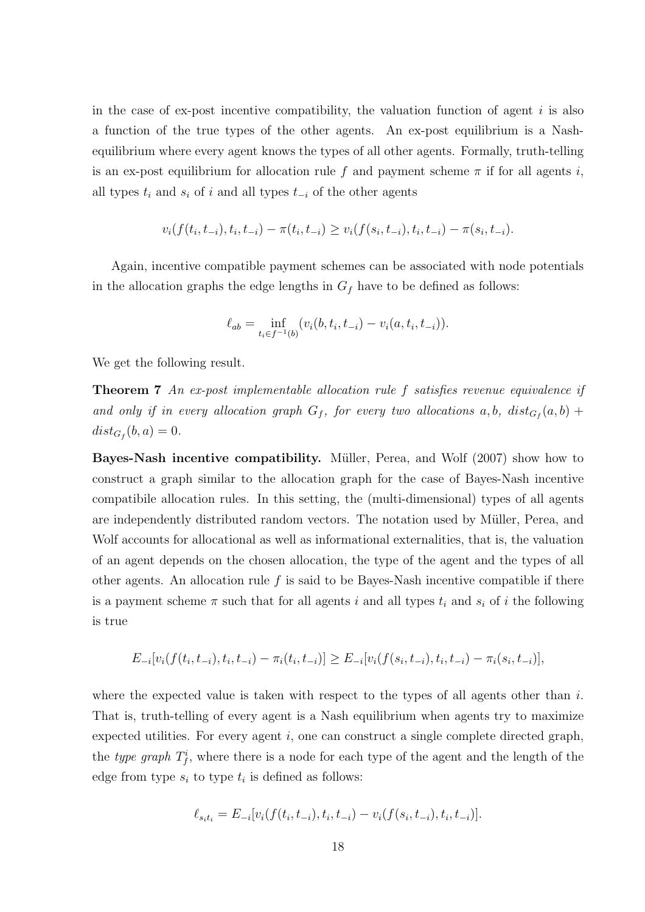in the case of ex-post incentive compatibility, the valuation function of agent $i$ is also a function of the true types of the other agents. An ex-post equilibrium is a Nash-equilibrium where every agent knows the types of all other agents. Formally, truth-telling is an ex-post equilibrium for allocation rule $f$ and payment scheme $\pi$ if for all agents $i$, all types $t_i$ and $s_i$ of $i$ and all types $t_{-i}$ of the other agents

$$v_i(f(t_i, t_{-i}), t_i, t_{-i}) - \pi(t_i, t_{-i}) \geq v_i(f(s_i, t_{-i}), t_i, t_{-i}) - \pi(s_i, t_{-i}).$$

Again, incentive compatible payment schemes can be associated with node potentials in the allocation graphs the edge lengths in $G_f$ have to be defined as follows:

$$\ell_{ab} = \inf_{t_i \in f^{-1}(b)} (v_i(b, t_i, t_{-i}) - v_i(a, t_i, t_{-i})).$$

We get the following result.

**Theorem 7** *An ex-post implementable allocation rule $f$ satisfies revenue equivalence if and only if in every allocation graph $G_f$, for every two allocations $a, b$, $dist_{G_f}(a, b) + dist_{G_f}(b, a) = 0$.*

**Bayes-Nash incentive compatibility.** Müller, Perea, and Wolf (2007) show how to construct a graph similar to the allocation graph for the case of Bayes-Nash incentive compatibile allocation rules. In this setting, the (multi-dimensional) types of all agents are independently distributed random vectors. The notation used by Müller, Perea, and Wolf accounts for allocational as well as informational externalities, that is, the valuation of an agent depends on the chosen allocation, the type of the agent and the types of all other agents. An allocation rule $f$ is said to be Bayes-Nash incentive compatible if there is a payment scheme $\pi$ such that for all agents $i$ and all types $t_i$ and $s_i$ of $i$ the following is true

$$E_{-i}[v_i(f(t_i, t_{-i}), t_i, t_{-i}) - \pi_i(t_i, t_{-i})] \geq E_{-i}[v_i(f(s_i, t_{-i}), t_i, t_{-i}) - \pi_i(s_i, t_{-i})],$$

where the expected value is taken with respect to the types of all agents other than $i$. That is, truth-telling of every agent is a Nash equilibrium when agents try to maximize expected utilities. For every agent $i$, one can construct a single complete directed graph, the *type graph* $T_f^i$, where there is a node for each type of the agent and the length of the edge from type $s_i$ to type $t_i$ is defined as follows:

$$\ell_{s_i t_i} = E_{-i}[v_i(f(t_i, t_{-i}), t_i, t_{-i}) - v_i(f(s_i, t_{-i}), t_i, t_{-i})].$$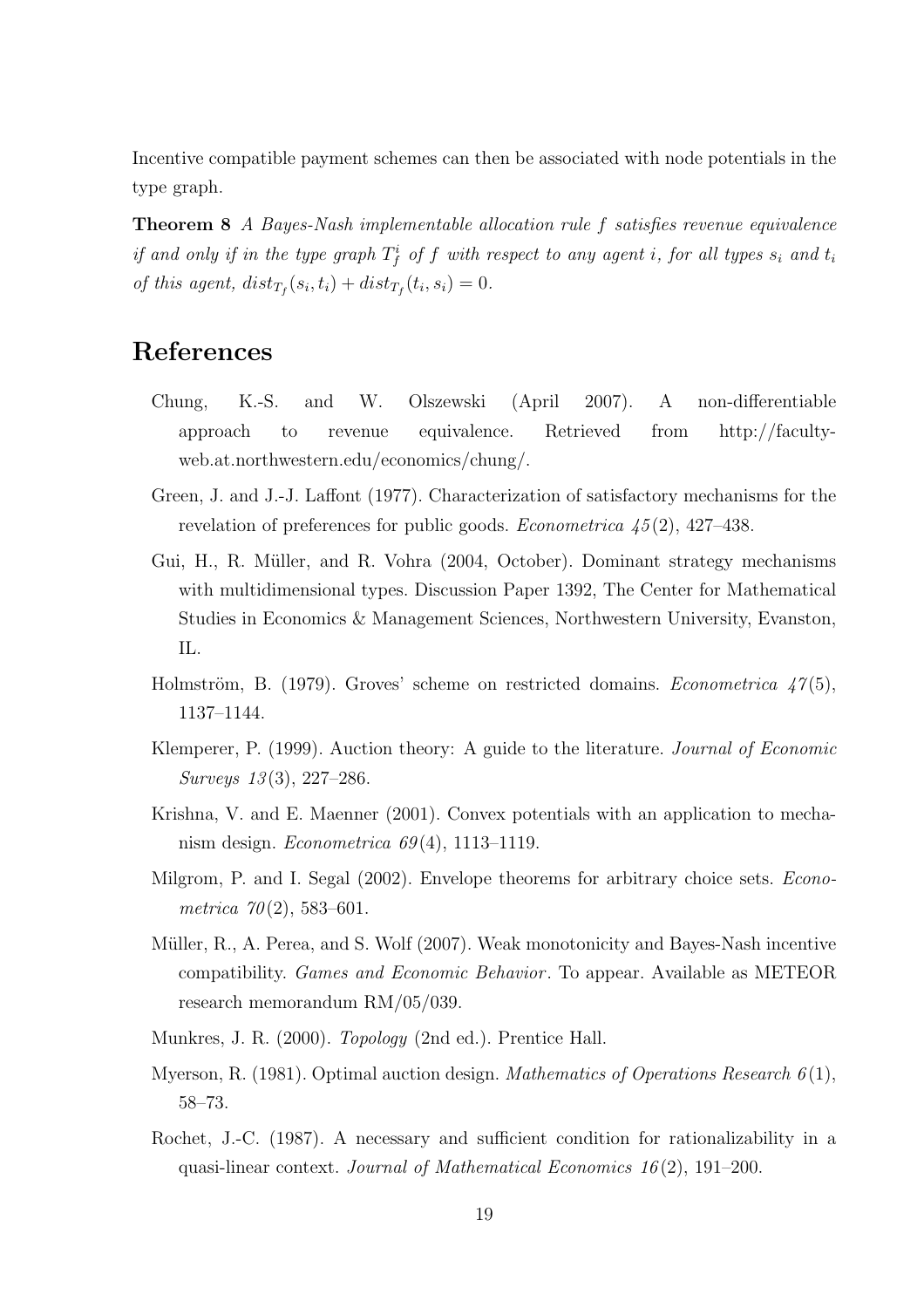Incentive compatible payment schemes can then be associated with node potentials in the type graph.

**Theorem 8** *A Bayes-Nash implementable allocation rule $f$ satisfies revenue equivalence if and only if in the type graph $T_f^i$ of $f$ with respect to any agent $i$, for all types $s_i$ and $t_i$ of this agent, $dist_{T_f}(s_i, t_i) + dist_{T_f}(t_i, s_i) = 0$.*

## References

Chung, K.-S. and W. Olszewski (April 2007). A non-differentiable approach to revenue equivalence. Retrieved from http://faculty-web.at.northwestern.edu/economics/chung/.

Green, J. and J.-J. Laffont (1977). Characterization of satisfactory mechanisms for the revelation of preferences for public goods. *Econometrica 45*(2), 427–438.

Gui, H., R. Müller, and R. Vohra (2004, October). Dominant strategy mechanisms with multidimensional types. Discussion Paper 1392, The Center for Mathematical Studies in Economics & Management Sciences, Northwestern University, Evanston, IL.

Holmström, B. (1979). Groves' scheme on restricted domains. *Econometrica 47*(5), 1137–1144.

Klemperer, P. (1999). Auction theory: A guide to the literature. *Journal of Economic Surveys 13*(3), 227–286.

Krishna, V. and E. Maenner (2001). Convex potentials with an application to mechanism design. *Econometrica 69*(4), 1113–1119.

Milgrom, P. and I. Segal (2002). Envelope theorems for arbitrary choice sets. *Econometrica 70*(2), 583–601.

Müller, R., A. Perea, and S. Wolf (2007). Weak monotonicity and Bayes-Nash incentive compatibility. *Games and Economic Behavior*. To appear. Available as METEOR research memorandum RM/05/039.

Munkres, J. R. (2000). *Topology* (2nd ed.). Prentice Hall.

Myerson, R. (1981). Optimal auction design. *Mathematics of Operations Research 6*(1), 58–73.

Rochet, J.-C. (1987). A necessary and sufficient condition for rationalizability in a quasi-linear context. *Journal of Mathematical Economics 16*(2), 191–200.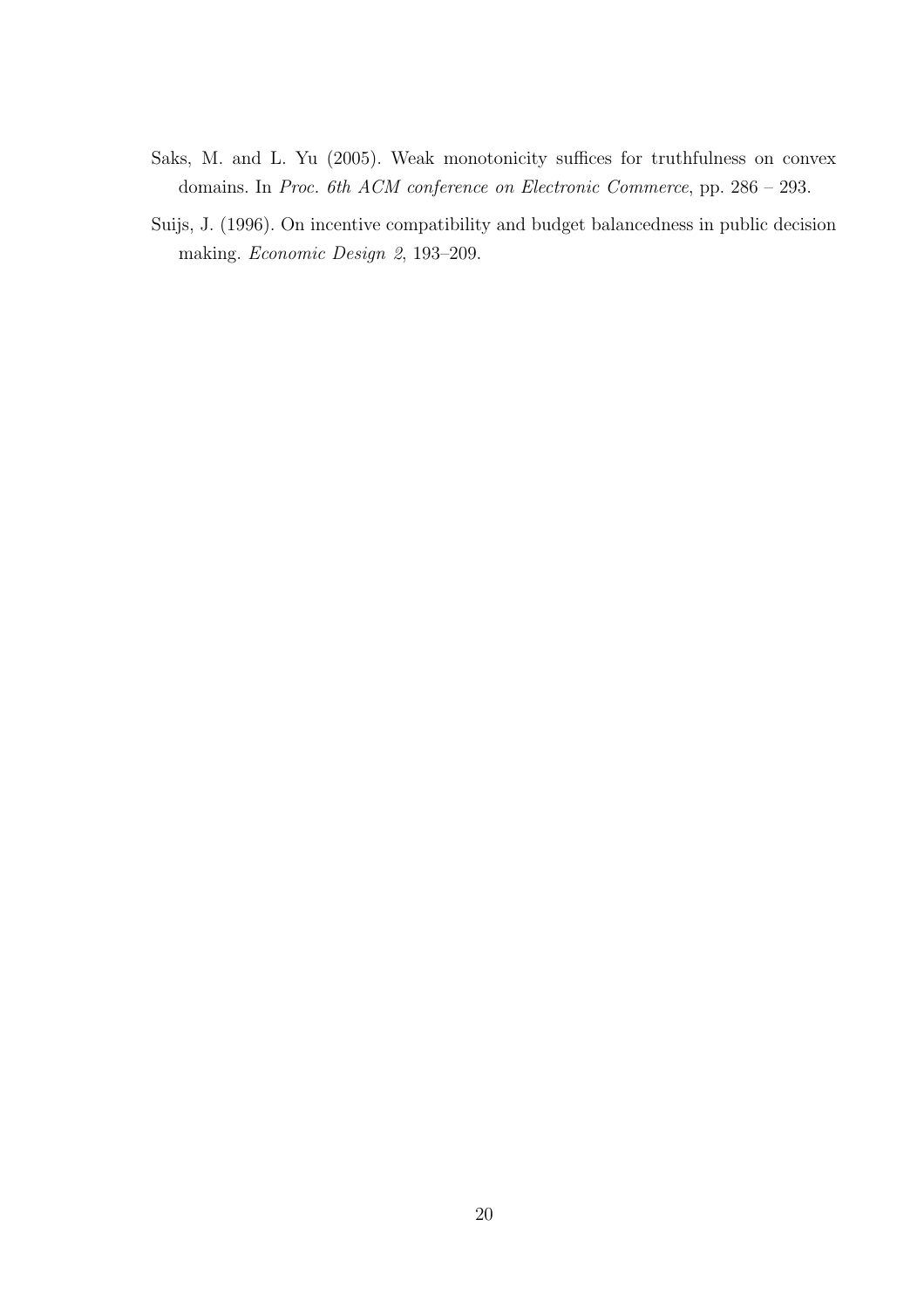Saks, M. and L. Yu (2005). Weak monotonicity suffices for truthfulness on convex domains. In *Proc. 6th ACM conference on Electronic Commerce*, pp. 286 – 293.

Suijs, J. (1996). On incentive compatibility and budget balancedness in public decision making. *Economic Design 2*, 193–209.